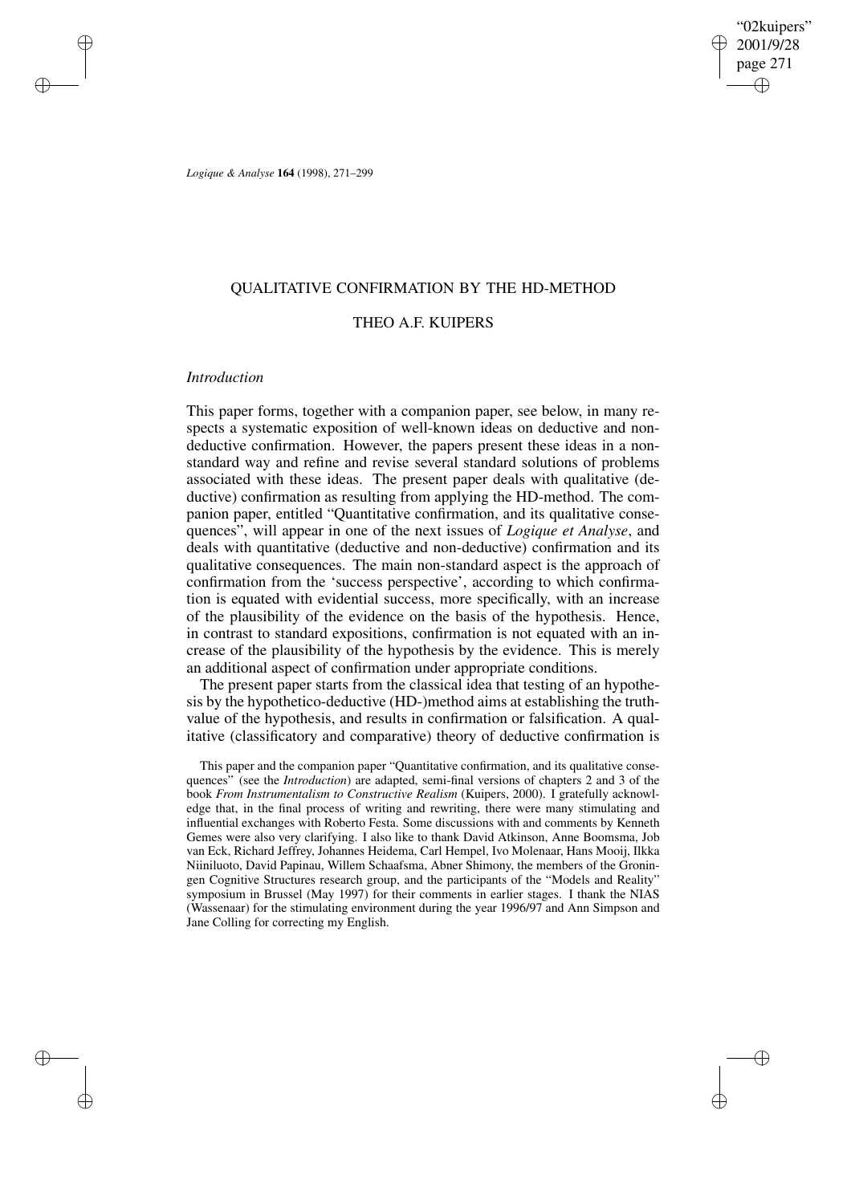# QUALITATIVE CONFIRMATION BY THE HD-METHOD

## THEO A.F. KUIPERS

### *Introduction*

This paper forms, together with a companion paper, see below, in many respects a systematic exposition of well-known ideas on deductive and non-deductive confirmation. However, the papers present these ideas in a non-standard way and refine and revise several standard solutions of problems associated with these ideas. The present paper deals with qualitative (deductive) confirmation as resulting from applying the HD-method. The companion paper, entitled "Quantitative confirmation, and its qualitative consequences", will appear in one of the next issues of *Logique et Analyse*, and deals with quantitative (deductive and non-deductive) confirmation and its qualitative consequences. The main non-standard aspect is the approach of confirmation from the 'success perspective', according to which confirmation is equated with evidential success, more specifically, with an increase of the plausibility of the evidence on the basis of the hypothesis. Hence, in contrast to standard expositions, confirmation is not equated with an increase of the plausibility of the hypothesis by the evidence. This is merely an additional aspect of confirmation under appropriate conditions.

The present paper starts from the classical idea that testing of an hypothesis by the hypothetico-deductive (HD-)method aims at establishing the truth-value of the hypothesis, and results in confirmation or falsification. A qualitative (classificatory and comparative) theory of deductive confirmation is

This paper and the companion paper "Quantitative confirmation, and its qualitative consequences" (see the *Introduction*) are adapted, semi-final versions of chapters 2 and 3 of the book *From Instrumentalism to Constructive Realism* (Kuipers, 2000). I gratefully acknowledge that, in the final process of writing and rewriting, there were many stimulating and influential exchanges with Roberto Festa. Some discussions with and comments by Kenneth Gemes were also very clarifying. I also like to thank David Atkinson, Anne Boomsma, Job van Eck, Richard Jeffrey, Johannes Heidema, Carl Hempel, Ivo Molenaar, Hans Mooij, Ilkka Niiniluoto, David Papinau, Willem Schaafsma, Abner Shimony, the members of the Groningen Cognitive Structures research group, and the participants of the "Models and Reality" symposium in Brussel (May 1997) for their comments in earlier stages. I thank the NIAS (Wassenaar) for the stimulating environment during the year 1996/97 and Ann Simpson and Jane Colling for correcting my English.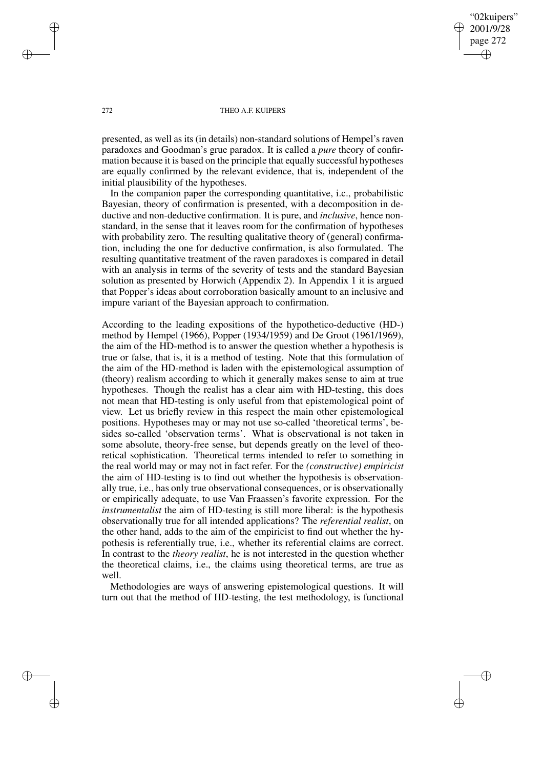presented, as well as its (in details) non-standard solutions of Hempel's raven paradoxes and Goodman's grue paradox. It is called a *pure* theory of confirmation because it is based on the principle that equally successful hypotheses are equally confirmed by the relevant evidence, that is, independent of the initial plausibility of the hypotheses.

In the companion paper the corresponding quantitative, i.e., probabilistic Bayesian, theory of confirmation is presented, with a decomposition in deductive and non-deductive confirmation. It is pure, and *inclusive*, hence non-standard, in the sense that it leaves room for the confirmation of hypotheses with probability zero. The resulting qualitative theory of (general) confirmation, including the one for deductive confirmation, is also formulated. The resulting quantitative treatment of the raven paradoxes is compared in detail with an analysis in terms of the severity of tests and the standard Bayesian solution as presented by Horwich (Appendix 2). In Appendix 1 it is argued that Popper's ideas about corroboration basically amount to an inclusive and impure variant of the Bayesian approach to confirmation.

According to the leading expositions of the hypothetico-deductive (HD-) method by Hempel (1966), Popper (1934/1959) and De Groot (1961/1969), the aim of the HD-method is to answer the question whether a hypothesis is true or false, that is, it is a method of testing. Note that this formulation of the aim of the HD-method is laden with the epistemological assumption of (theory) realism according to which it generally makes sense to aim at true hypotheses. Though the realist has a clear aim with HD-testing, this does not mean that HD-testing is only useful from that epistemological point of view. Let us briefly review in this respect the main other epistemological positions. Hypotheses may or may not use so-called 'theoretical terms', besides so-called 'observation terms'. What is observational is not taken in some absolute, theory-free sense, but depends greatly on the level of theoretical sophistication. Theoretical terms intended to refer to something in the real world may or may not in fact refer. For the *(constructive) empiricist* the aim of HD-testing is to find out whether the hypothesis is observationally true, i.e., has only true observational consequences, or is observationally or empirically adequate, to use Van Fraassen's favorite expression. For the *instrumentalist* the aim of HD-testing is still more liberal: is the hypothesis observationally true for all intended applications? The *referential realist*, on the other hand, adds to the aim of the empiricist to find out whether the hypothesis is referentially true, i.e., whether its referential claims are correct. In contrast to the *theory realist*, he is not interested in the question whether the theoretical claims, i.e., the claims using theoretical terms, are true as well.

Methodologies are ways of answering epistemological questions. It will turn out that the method of HD-testing, the test methodology, is functional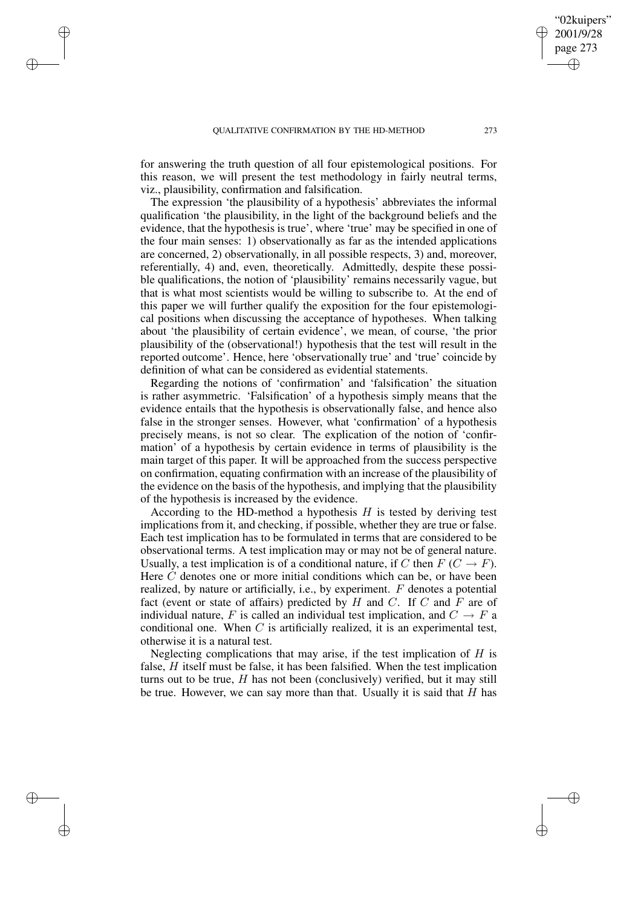for answering the truth question of all four epistemological positions. For this reason, we will present the test methodology in fairly neutral terms, viz., plausibility, confirmation and falsification.

The expression 'the plausibility of a hypothesis' abbreviates the informal qualification 'the plausibility, in the light of the background beliefs and the evidence, that the hypothesis is true', where 'true' may be specified in one of the four main senses: 1) observationally as far as the intended applications are concerned, 2) observationally, in all possible respects, 3) and, moreover, referentially, 4) and, even, theoretically. Admittedly, despite these possible qualifications, the notion of 'plausibility' remains necessarily vague, but that is what most scientists would be willing to subscribe to. At the end of this paper we will further qualify the exposition for the four epistemological positions when discussing the acceptance of hypotheses. When talking about 'the plausibility of certain evidence', we mean, of course, 'the prior plausibility of the (observational!) hypothesis that the test will result in the reported outcome'. Hence, here 'observationally true' and 'true' coincide by definition of what can be considered as evidential statements.

Regarding the notions of 'confirmation' and 'falsification' the situation is rather asymmetric. 'Falsification' of a hypothesis simply means that the evidence entails that the hypothesis is observationally false, and hence also false in the stronger senses. However, what 'confirmation' of a hypothesis precisely means, is not so clear. The explication of the notion of 'confirmation' of a hypothesis by certain evidence in terms of plausibility is the main target of this paper. It will be approached from the success perspective on confirmation, equating confirmation with an increase of the plausibility of the evidence on the basis of the hypothesis, and implying that the plausibility of the hypothesis is increased by the evidence.

According to the HD-method a hypothesis $H$ is tested by deriving test implications from it, and checking, if possible, whether they are true or false. Each test implication has to be formulated in terms that are considered to be observational terms. A test implication may or may not be of general nature. Usually, a test implication is of a conditional nature, if $C$ then $F$ ($C \rightarrow F$). Here $C$ denotes one or more initial conditions which can be, or have been realized, by nature or artificially, i.e., by experiment. $F$ denotes a potential fact (event or state of affairs) predicted by $H$ and $C$. If $C$ and $F$ are of individual nature, $F$ is called an individual test implication, and $C \rightarrow F$ a conditional one. When $C$ is artificially realized, it is an experimental test, otherwise it is a natural test.

Neglecting complications that may arise, if the test implication of $H$ is false, $H$ itself must be false, it has been falsified. When the test implication turns out to be true, $H$ has not been (conclusively) verified, but it may still be true. However, we can say more than that. Usually it is said that $H$ has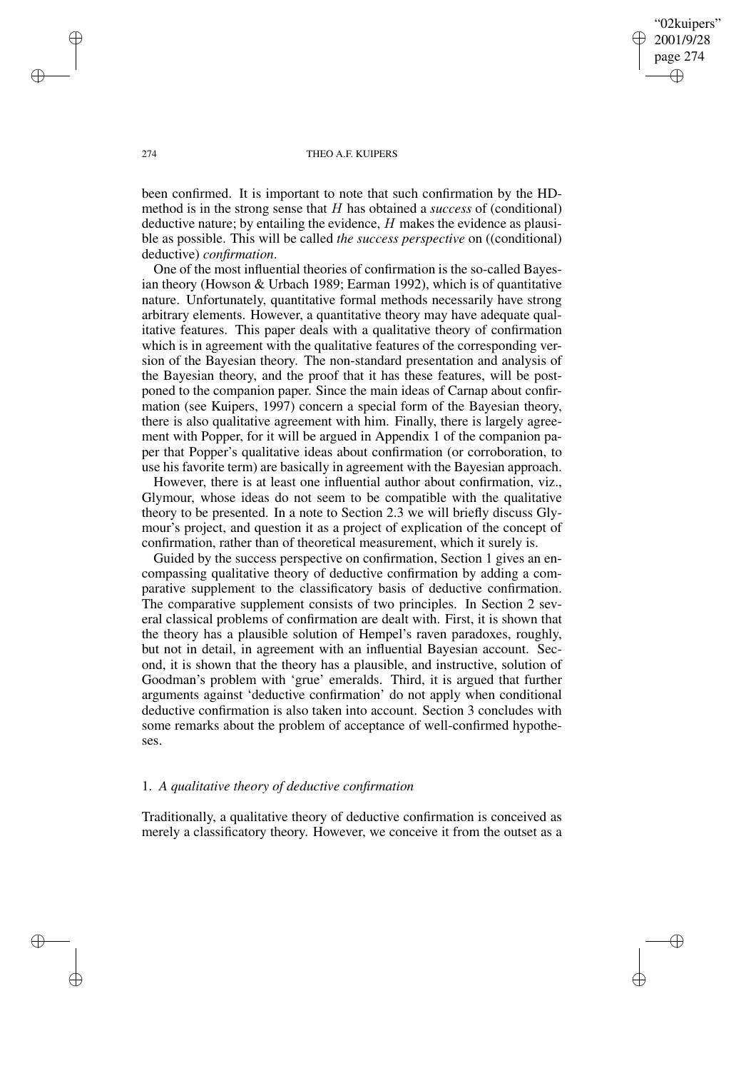been confirmed. It is important to note that such confirmation by the HD-method is in the strong sense that $H$ has obtained a *success* of (conditional) deductive nature; by entailing the evidence, $H$ makes the evidence as plausible as possible. This will be called *the success perspective* on ((conditional) deductive) *confirmation*.

One of the most influential theories of confirmation is the so-called Bayesian theory (Howson & Urbach 1989; Earman 1992), which is of quantitative nature. Unfortunately, quantitative formal methods necessarily have strong arbitrary elements. However, a quantitative theory may have adequate qualitative features. This paper deals with a qualitative theory of confirmation which is in agreement with the qualitative features of the corresponding version of the Bayesian theory. The non-standard presentation and analysis of the Bayesian theory, and the proof that it has these features, will be postponed to the companion paper. Since the main ideas of Carnap about confirmation (see Kuipers, 1997) concern a special form of the Bayesian theory, there is also qualitative agreement with him. Finally, there is largely agreement with Popper, for it will be argued in Appendix 1 of the companion paper that Popper's qualitative ideas about confirmation (or corroboration, to use his favorite term) are basically in agreement with the Bayesian approach.

However, there is at least one influential author about confirmation, viz., Glymour, whose ideas do not seem to be compatible with the qualitative theory to be presented. In a note to Section 2.3 we will briefly discuss Glymour's project, and question it as a project of explication of the concept of confirmation, rather than of theoretical measurement, which it surely is.

Guided by the success perspective on confirmation, Section 1 gives an encompassing qualitative theory of deductive confirmation by adding a comparative supplement to the classificatory basis of deductive confirmation. The comparative supplement consists of two principles. In Section 2 several classical problems of confirmation are dealt with. First, it is shown that the theory has a plausible solution of Hempel's raven paradoxes, roughly, but not in detail, in agreement with an influential Bayesian account. Second, it is shown that the theory has a plausible, and instructive, solution of Goodman's problem with 'grue' emeralds. Third, it is argued that further arguments against 'deductive confirmation' do not apply when conditional deductive confirmation is also taken into account. Section 3 concludes with some remarks about the problem of acceptance of well-confirmed hypotheses.

## 1. *A qualitative theory of deductive confirmation*

Traditionally, a qualitative theory of deductive confirmation is conceived as merely a classificatory theory. However, we conceive it from the outset as a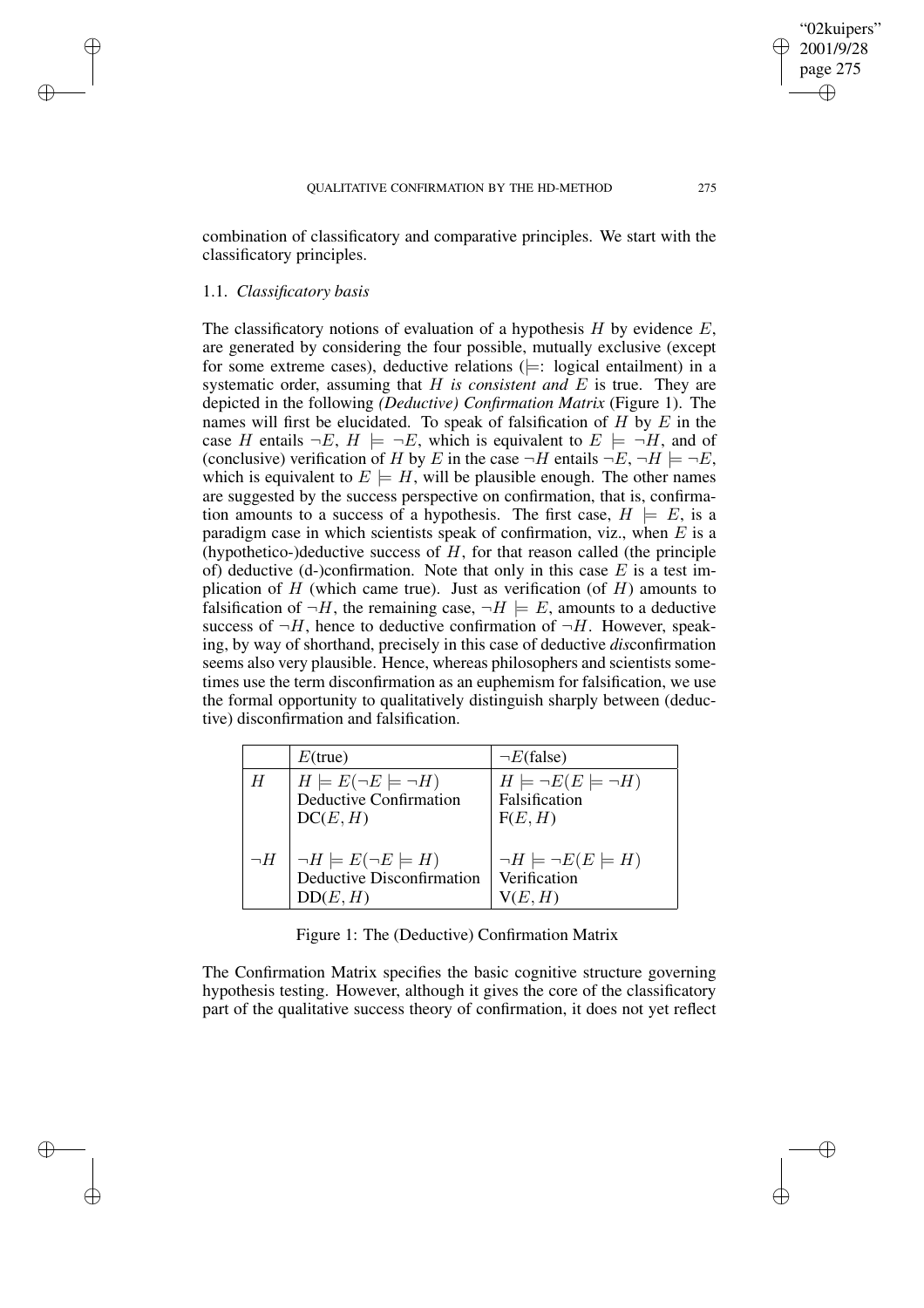combination of classificatory and comparative principles. We start with the classificatory principles.

### 1.1. *Classificatory basis*

The classificatory notions of evaluation of a hypothesis $H$ by evidence $E$, are generated by considering the four possible, mutually exclusive (except for some extreme cases), deductive relations ($\models$: logical entailment) in a systematic order, assuming that $H$ *is consistent and* $E$ is true. They are depicted in the following *(Deductive) Confirmation Matrix* (Figure 1). The names will first be elucidated. To speak of falsification of $H$ by $E$ in the case $H$ entails $\neg E$, $H \models \neg E$, which is equivalent to $E \models \neg H$, and of (conclusive) verification of $H$ by $E$ in the case $\neg H$ entails $\neg E$, $\neg H \models \neg E$, which is equivalent to $E \models H$, will be plausible enough. The other names are suggested by the success perspective on confirmation, that is, confirmation amounts to a success of a hypothesis. The first case, $H \models E$, is a paradigm case in which scientists speak of confirmation, viz., when $E$ is a (hypothetico-)deductive success of $H$, for that reason called (the principle of) deductive (d-)confirmation. Note that only in this case $E$ is a test implication of $H$ (which came true). Just as verification (of $H$) amounts to falsification of $\neg H$, the remaining case, $\neg H \models E$, amounts to a deductive success of $\neg H$, hence to deductive confirmation of $\neg H$. However, speaking, by way of shorthand, precisely in this case of deductive *dis*confirmation seems also very plausible. Hence, whereas philosophers and scientists sometimes use the term disconfirmation as an euphemism for falsification, we use the formal opportunity to qualitatively distinguish sharply between (deductive) disconfirmation and falsification.

| | $E$(true) | $\neg E$(false) |
|---|---|---|
| $H$ | $H \models E (\neg E \models \neg H)$ Deductive Confirmation DC$(E, H)$ | $H \models \neg E (E \models \neg H)$ Falsification F$(E, H)$ |
| $\neg H$ | $\neg H \models E (\neg E \models H)$ Deductive Disconfirmation DD$(E, H)$ | $\neg H \models \neg E (E \models H)$ Verification V$(E, H)$ |

Figure 1: The (Deductive) Confirmation Matrix

The Confirmation Matrix specifies the basic cognitive structure governing hypothesis testing. However, although it gives the core of the classificatory part of the qualitative success theory of confirmation, it does not yet reflect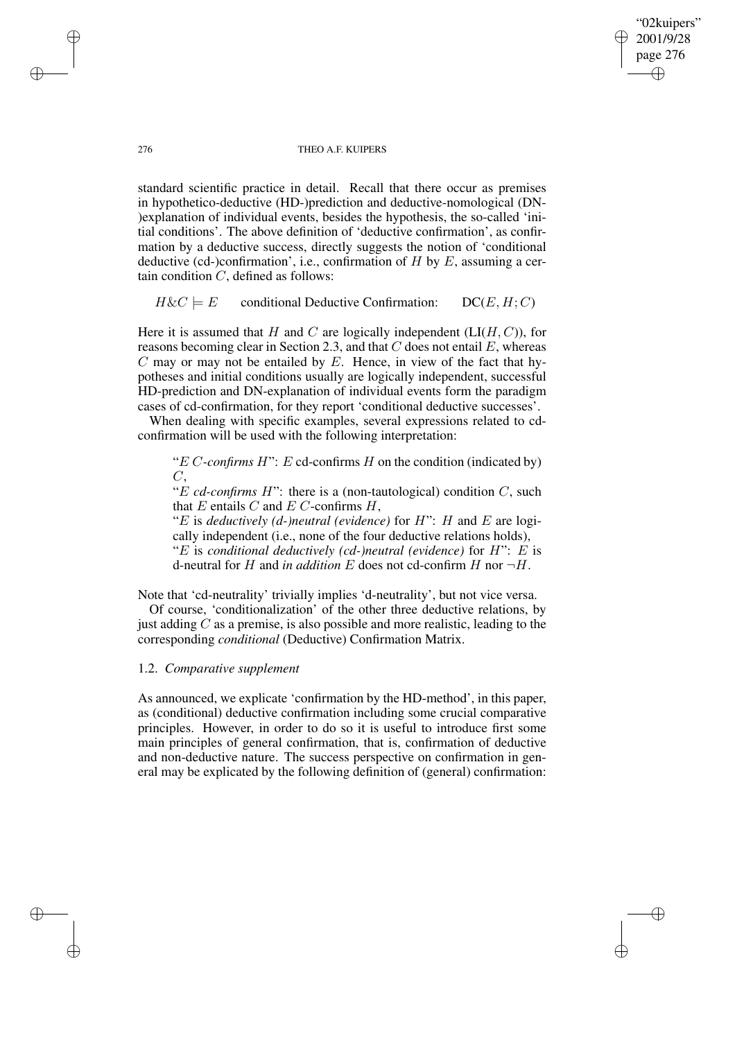standard scientific practice in detail. Recall that there occur as premises in hypothetico-deductive (HD-)prediction and deductive-nomological (DN-)explanation of individual events, besides the hypothesis, the so-called 'initial conditions'. The above definition of 'deductive confirmation', as confirmation by a deductive success, directly suggests the notion of 'conditional deductive (cd-)confirmation', i.e., confirmation of $H$ by $E$, assuming a certain condition $C$, defined as follows:

$$H\&C \models E \qquad \text{conditional Deductive Confirmation:} \qquad \mathrm{DC}(E, H; C)$$

Here it is assumed that $H$ and $C$ are logically independent ($\mathrm{LI}(H, C)$), for reasons becoming clear in Section 2.3, and that $C$ does not entail $E$, whereas $C$ may or may not be entailed by $E$. Hence, in view of the fact that hypotheses and initial conditions usually are logically independent, successful HD-prediction and DN-explanation of individual events form the paradigm cases of cd-confirmation, for they report 'conditional deductive successes'.

When dealing with specific examples, several expressions related to cd-confirmation will be used with the following interpretation:

> "*$E$ $C$-confirms $H$*": $E$ cd-confirms $H$ on the condition (indicated by) $C$,
>
> "*$E$ cd-confirms $H$*": there is a (non-tautological) condition $C$, such that $E$ entails $C$ and $E$ $C$-confirms $H$,
>
> "$E$ is *deductively (d-)neutral (evidence)* for $H$": $H$ and $E$ are logically independent (i.e., none of the four deductive relations holds),
>
> "$E$ is *conditional deductively (cd-)neutral (evidence)* for $H$": $E$ is d-neutral for $H$ and *in addition* $E$ does not cd-confirm $H$ nor $\neg H$.

Note that 'cd-neutrality' trivially implies 'd-neutrality', but not vice versa.

Of course, 'conditionalization' of the other three deductive relations, by just adding $C$ as a premise, is also possible and more realistic, leading to the corresponding *conditional* (Deductive) Confirmation Matrix.

### 1.2. *Comparative supplement*

As announced, we explicate 'confirmation by the HD-method', in this paper, as (conditional) deductive confirmation including some crucial comparative principles. However, in order to do so it is useful to introduce first some main principles of general confirmation, that is, confirmation of deductive and non-deductive nature. The success perspective on confirmation in general may be explicated by the following definition of (general) confirmation: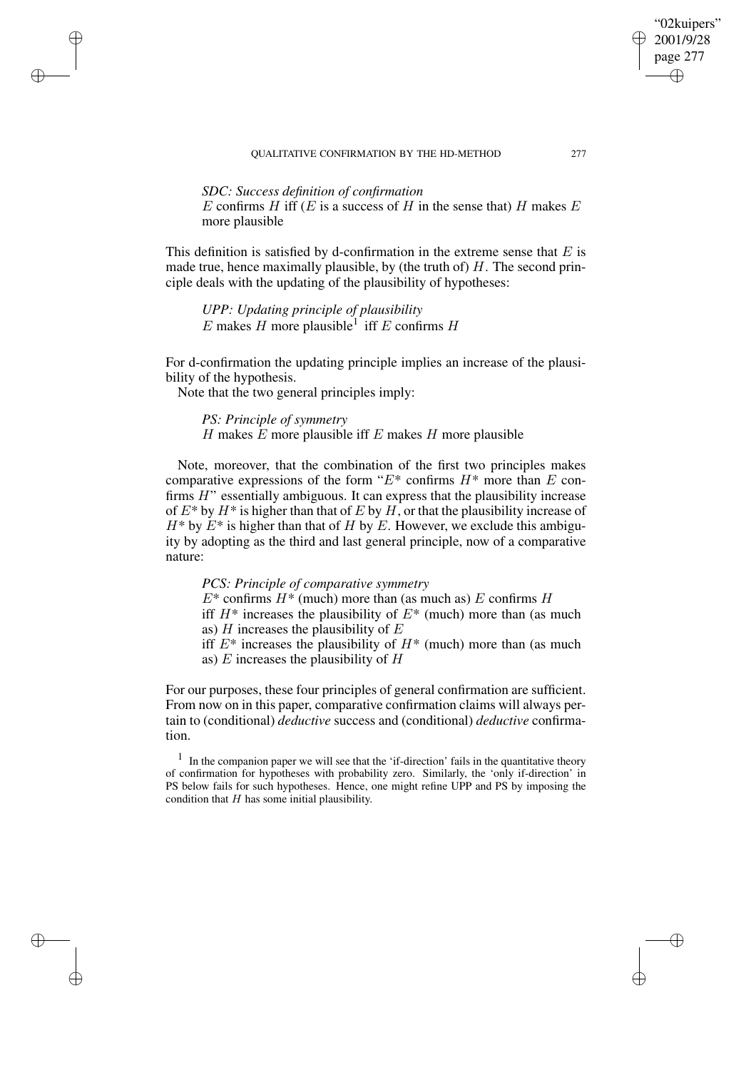*SDC: Success definition of confirmation*
$E$ confirms $H$ iff ($E$ is a success of $H$ in the sense that) $H$ makes $E$ more plausible

This definition is satisfied by d-confirmation in the extreme sense that $E$ is made true, hence maximally plausible, by (the truth of) $H$. The second principle deals with the updating of the plausibility of hypotheses:

*UPP: Updating principle of plausibility*
$E$ makes $H$ more plausible[1] iff $E$ confirms $H$

For d-confirmation the updating principle implies an increase of the plausibility of the hypothesis.

Note that the two general principles imply:

*PS: Principle of symmetry*
$H$ makes $E$ more plausible iff $E$ makes $H$ more plausible

Note, moreover, that the combination of the first two principles makes comparative expressions of the form "$E^*$ confirms $H^*$ more than $E$ confirms $H$" essentially ambiguous. It can express that the plausibility increase of $E^*$ by $H^*$ is higher than that of $E$ by $H$, or that the plausibility increase of $H^*$ by $E^*$ is higher than that of $H$ by $E$. However, we exclude this ambiguity by adopting as the third and last general principle, now of a comparative nature:

*PCS: Principle of comparative symmetry*
$E^*$ confirms $H^*$ (much) more than (as much as) $E$ confirms $H$
iff $H^*$ increases the plausibility of $E^*$ (much) more than (as much as) $H$ increases the plausibility of $E$
iff $E^*$ increases the plausibility of $H^*$ (much) more than (as much as) $E$ increases the plausibility of $H$

For our purposes, these four principles of general confirmation are sufficient. From now on in this paper, comparative confirmation claims will always pertain to (conditional) *deductive* success and (conditional) *deductive* confirmation.

[1] In the companion paper we will see that the 'if-direction' fails in the quantitative theory of confirmation for hypotheses with probability zero. Similarly, the 'only if-direction' in PS below fails for such hypotheses. Hence, one might refine UPP and PS by imposing the condition that $H$ has some initial plausibility.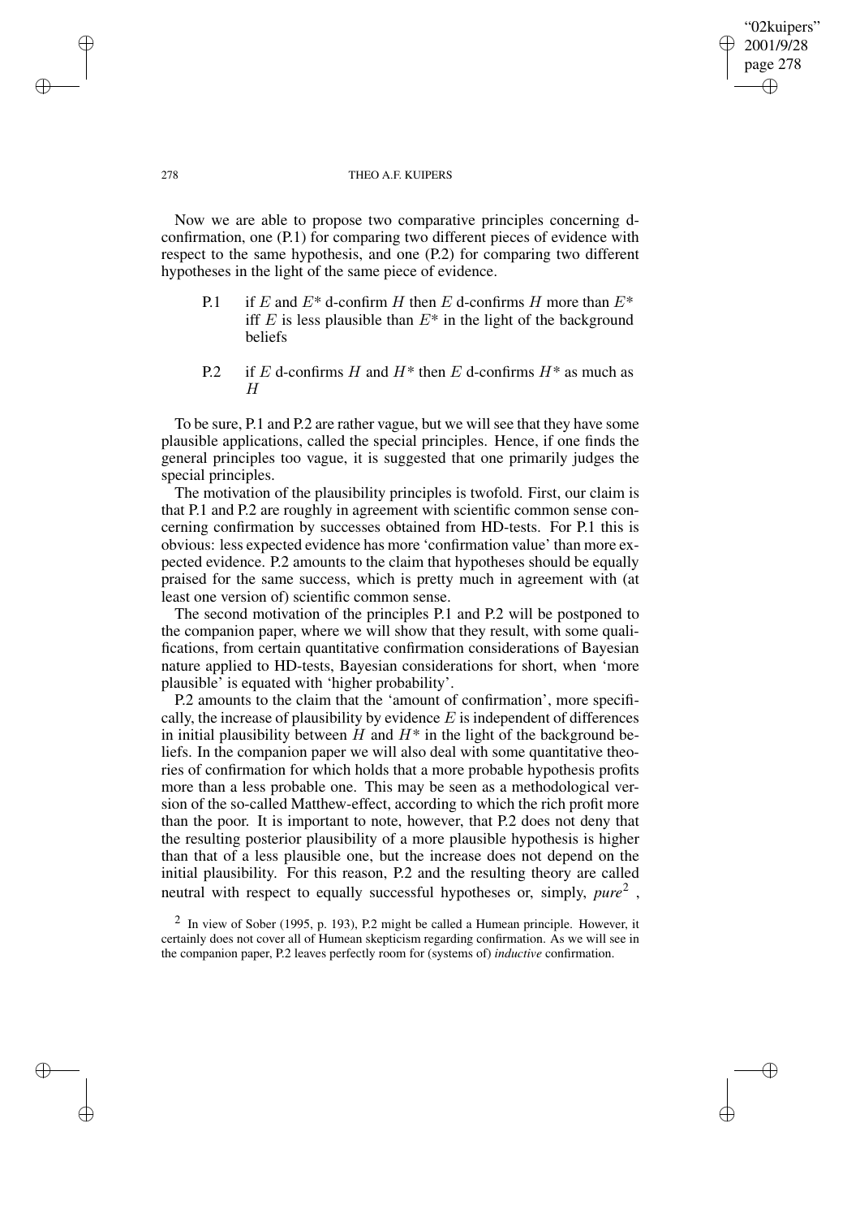Now we are able to propose two comparative principles concerning d-confirmation, one (P.1) for comparing two different pieces of evidence with respect to the same hypothesis, and one (P.2) for comparing two different hypotheses in the light of the same piece of evidence.

P.1 if $E$ and $E^*$ d-confirm $H$ then $E$ d-confirms $H$ more than $E^*$ iff $E$ is less plausible than $E^*$ in the light of the background beliefs

P.2 if $E$ d-confirms $H$ and $H^*$ then $E$ d-confirms $H^*$ as much as $H$

To be sure, P.1 and P.2 are rather vague, but we will see that they have some plausible applications, called the special principles. Hence, if one finds the general principles too vague, it is suggested that one primarily judges the special principles.

The motivation of the plausibility principles is twofold. First, our claim is that P.1 and P.2 are roughly in agreement with scientific common sense concerning confirmation by successes obtained from HD-tests. For P.1 this is obvious: less expected evidence has more 'confirmation value' than more expected evidence. P.2 amounts to the claim that hypotheses should be equally praised for the same success, which is pretty much in agreement with (at least one version of) scientific common sense.

The second motivation of the principles P.1 and P.2 will be postponed to the companion paper, where we will show that they result, with some qualifications, from certain quantitative confirmation considerations of Bayesian nature applied to HD-tests, Bayesian considerations for short, when 'more plausible' is equated with 'higher probability'.

P.2 amounts to the claim that the 'amount of confirmation', more specifically, the increase of plausibility by evidence $E$ is independent of differences in initial plausibility between $H$ and $H^*$ in the light of the background beliefs. In the companion paper we will also deal with some quantitative theories of confirmation for which holds that a more probable hypothesis profits more than a less probable one. This may be seen as a methodological version of the so-called Matthew-effect, according to which the rich profit more than the poor. It is important to note, however, that P.2 does not deny that the resulting posterior plausibility of a more plausible hypothesis is higher than that of a less plausible one, but the increase does not depend on the initial plausibility. For this reason, P.2 and the resulting theory are called neutral with respect to equally successful hypotheses or, simply, *pure*[2],

[2] In view of Sober (1995, p. 193), P.2 might be called a Humean principle. However, it certainly does not cover all of Humean skepticism regarding confirmation. As we will see in the companion paper, P.2 leaves perfectly room for (systems of) *inductive* confirmation.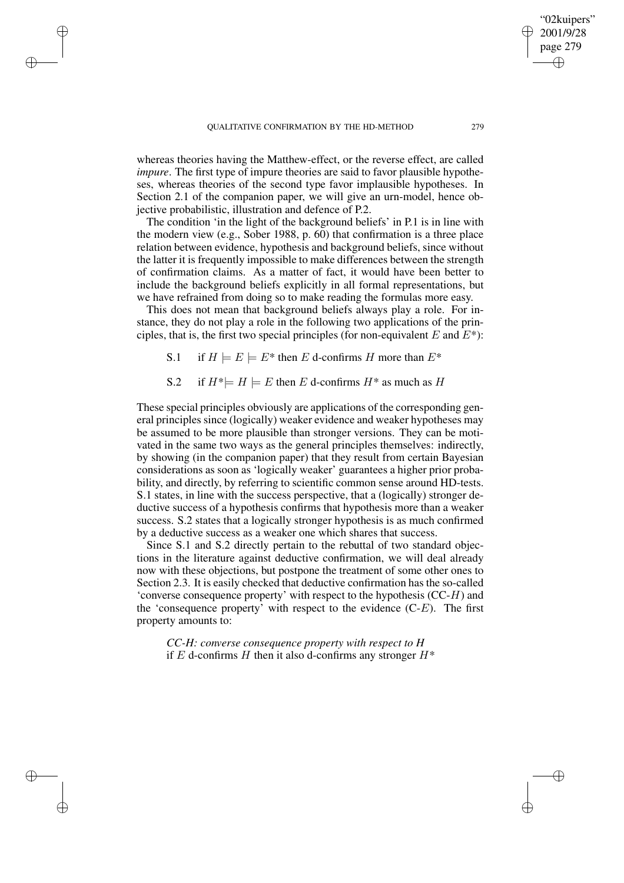whereas theories having the Matthew-effect, or the reverse effect, are called *impure*. The first type of impure theories are said to favor plausible hypotheses, whereas theories of the second type favor implausible hypotheses. In Section 2.1 of the companion paper, we will give an urn-model, hence objective probabilistic, illustration and defence of P.2.

The condition 'in the light of the background beliefs' in P.1 is in line with the modern view (e.g., Sober 1988, p. 60) that confirmation is a three place relation between evidence, hypothesis and background beliefs, since without the latter it is frequently impossible to make differences between the strength of confirmation claims. As a matter of fact, it would have been better to include the background beliefs explicitly in all formal representations, but we have refrained from doing so to make reading the formulas more easy.

This does not mean that background beliefs always play a role. For instance, they do not play a role in the following two applications of the principles, that is, the first two special principles (for non-equivalent $E$ and $E^*$):

S.1 if $H \models E \models E^*$ then $E$ d-confirms $H$ more than $E^*$

S.2 if $H^* \models H \models E$ then $E$ d-confirms $H^*$ as much as $H$

These special principles obviously are applications of the corresponding general principles since (logically) weaker evidence and weaker hypotheses may be assumed to be more plausible than stronger versions. They can be motivated in the same two ways as the general principles themselves: indirectly, by showing (in the companion paper) that they result from certain Bayesian considerations as soon as 'logically weaker' guarantees a higher prior probability, and directly, by referring to scientific common sense around HD-tests. S.1 states, in line with the success perspective, that a (logically) stronger deductive success of a hypothesis confirms that hypothesis more than a weaker success. S.2 states that a logically stronger hypothesis is as much confirmed by a deductive success as a weaker one which shares that success.

Since S.1 and S.2 directly pertain to the rebuttal of two standard objections in the literature against deductive confirmation, we will deal already now with these objections, but postpone the treatment of some other ones to Section 2.3. It is easily checked that deductive confirmation has the so-called 'converse consequence property' with respect to the hypothesis (CC-$H$) and the 'consequence property' with respect to the evidence (C-$E$). The first property amounts to:

*CC-H: converse consequence property with respect to H*
if $E$ d-confirms $H$ then it also d-confirms any stronger $H^*$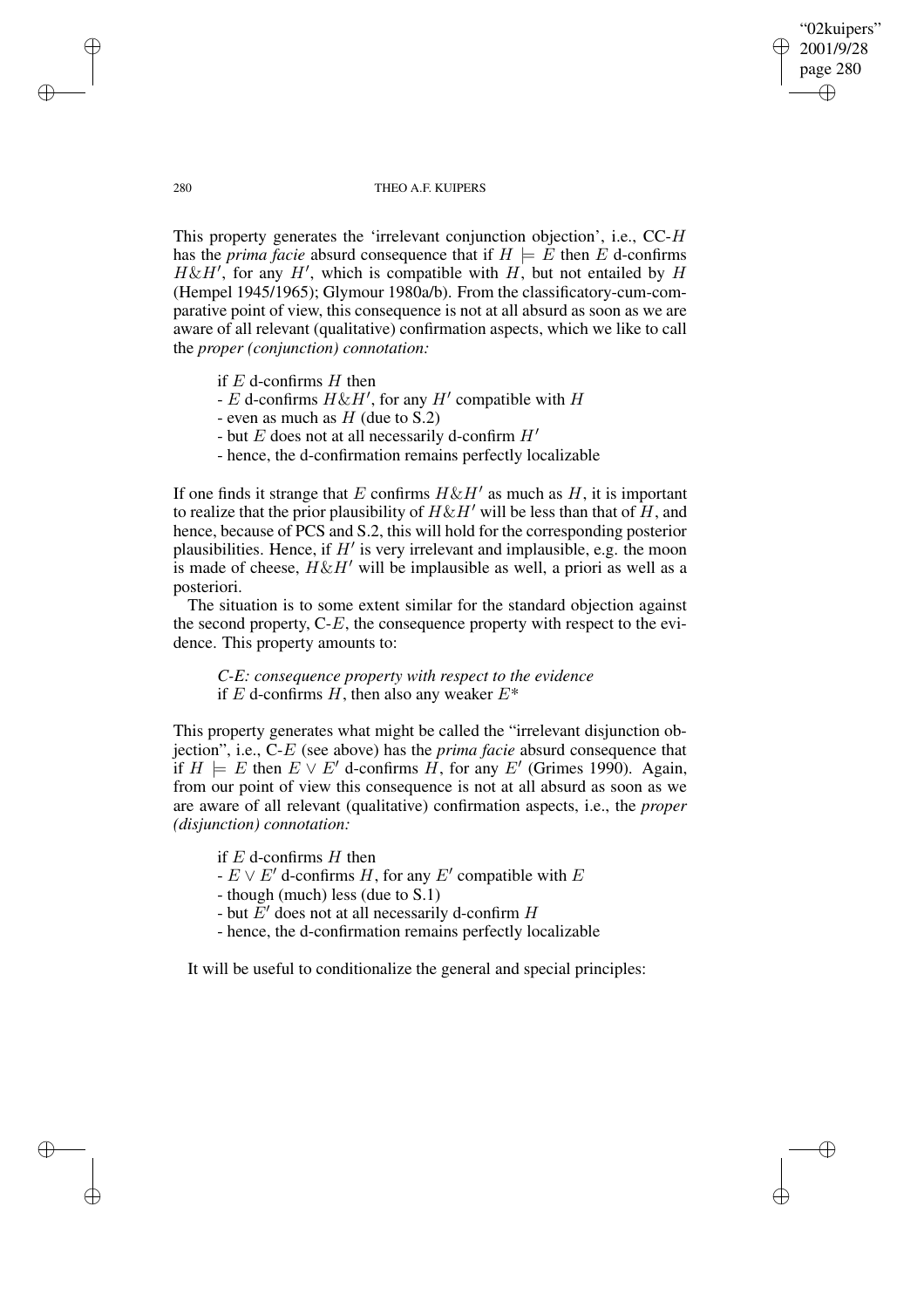This property generates the 'irrelevant conjunction objection', i.e., CC-$H$ has the *prima facie* absurd consequence that if $H \models E$ then $E$ d-confirms $H \& H'$, for any $H'$, which is compatible with $H$, but not entailed by $H$ (Hempel 1945/1965); Glymour 1980a/b). From the classificatory-cum-comparative point of view, this consequence is not at all absurd as soon as we are aware of all relevant (qualitative) confirmation aspects, which we like to call the *proper (conjunction) connotation:*

> if $E$ d-confirms $H$ then
> - $E$ d-confirms $H \& H'$, for any $H'$ compatible with $H$
> - even as much as $H$ (due to S.2)
> - but $E$ does not at all necessarily d-confirm $H'$
> - hence, the d-confirmation remains perfectly localizable

If one finds it strange that $E$ confirms $H \& H'$ as much as $H$, it is important to realize that the prior plausibility of $H \& H'$ will be less than that of $H$, and hence, because of PCS and S.2, this will hold for the corresponding posterior plausibilities. Hence, if $H'$ is very irrelevant and implausible, e.g. the moon is made of cheese, $H \& H'$ will be implausible as well, a priori as well as a posteriori.

The situation is to some extent similar for the standard objection against the second property, C-$E$, the consequence property with respect to the evidence. This property amounts to:

> *C-E: consequence property with respect to the evidence*
> if $E$ d-confirms $H$, then also any weaker $E^*$

This property generates what might be called the "irrelevant disjunction objection", i.e., C-$E$ (see above) has the *prima facie* absurd consequence that if $H \models E$ then $E \vee E'$ d-confirms $H$, for any $E'$ (Grimes 1990). Again, from our point of view this consequence is not at all absurd as soon as we are aware of all relevant (qualitative) confirmation aspects, i.e., the *proper (disjunction) connotation:*

> if $E$ d-confirms $H$ then
> - $E \vee E'$ d-confirms $H$, for any $E'$ compatible with $E$
> - though (much) less (due to S.1)
> - but $E'$ does not at all necessarily d-confirm $H$
> - hence, the d-confirmation remains perfectly localizable

It will be useful to conditionalize the general and special principles: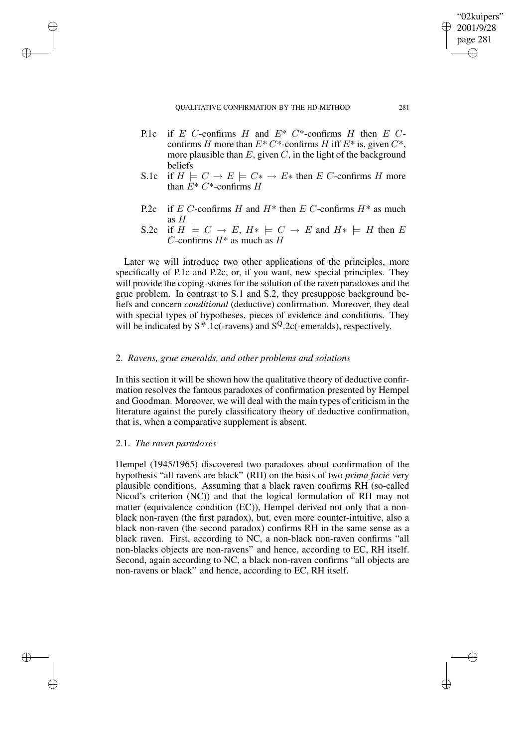P.1c if $E$ $C$-confirms $H$ and $E^*$ $C^*$-confirms $H$ then $E$ $C$-confirms $H$ more than $E^*$ $C^*$-confirms $H$ iff $E^*$ is, given $C^*$, more plausible than $E$, given $C$, in the light of the background beliefs

S.1c if $H \models C \rightarrow E \models C* \rightarrow E*$ then $E$ $C$-confirms $H$ more than $E^*$ $C^*$-confirms $H$

P.2c if $E$ $C$-confirms $H$ and $H^*$ then $E$ $C$-confirms $H^*$ as much as $H$

S.2c if $H \models C \rightarrow E$, $H* \models C \rightarrow E$ and $H* \models H$ then $E$ $C$-confirms $H^*$ as much as $H$

Later we will introduce two other applications of the principles, more specifically of P.1c and P.2c, or, if you want, new special principles. They will provide the coping-stones for the solution of the raven paradoxes and the grue problem. In contrast to S.1 and S.2, they presuppose background beliefs and concern *conditional* (deductive) confirmation. Moreover, they deal with special types of hypotheses, pieces of evidence and conditions. They will be indicated by $S^{\#}.1c$(-ravens) and $S^{Q}.2c$(-emeralds), respectively.

## 2. *Ravens, grue emeralds, and other problems and solutions*

In this section it will be shown how the qualitative theory of deductive confirmation resolves the famous paradoxes of confirmation presented by Hempel and Goodman. Moreover, we will deal with the main types of criticism in the literature against the purely classificatory theory of deductive confirmation, that is, when a comparative supplement is absent.

### 2.1. *The raven paradoxes*

Hempel (1945/1965) discovered two paradoxes about confirmation of the hypothesis "all ravens are black" (RH) on the basis of two *prima facie* very plausible conditions. Assuming that a black raven confirms RH (so-called Nicod's criterion (NC)) and that the logical formulation of RH may not matter (equivalence condition (EC)), Hempel derived not only that a non-black non-raven (the first paradox), but, even more counter-intuitive, also a black non-raven (the second paradox) confirms RH in the same sense as a black raven. First, according to NC, a non-black non-raven confirms "all non-blacks objects are non-ravens" and hence, according to EC, RH itself. Second, again according to NC, a black non-raven confirms "all objects are non-ravens or black" and hence, according to EC, RH itself.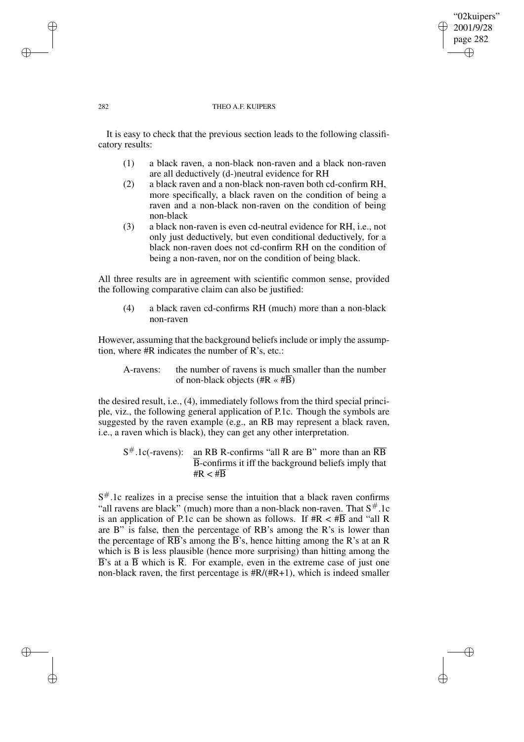It is easy to check that the previous section leads to the following classificatory results:

(1) a black raven, a non-black non-raven and a black non-raven are all deductively (d-)neutral evidence for RH

(2) a black raven and a non-black non-raven both cd-confirm RH, more specifically, a black raven on the condition of being a raven and a non-black non-raven on the condition of being non-black

(3) a black non-raven is even cd-neutral evidence for RH, i.e., not only just deductively, but even conditional deductively, for a black non-raven does not cd-confirm RH on the condition of being a non-raven, nor on the condition of being black.

All three results are in agreement with scientific common sense, provided the following comparative claim can also be justified:

(4) a black raven cd-confirms RH (much) more than a non-black non-raven

However, assuming that the background beliefs include or imply the assumption, where #R indicates the number of R's, etc.:

A-ravens: the number of ravens is much smaller than the number of non-black objects ($\#R \ll \#\overline{B}$)

the desired result, i.e., (4), immediately follows from the third special principle, viz., the following general application of P.1c. Though the symbols are suggested by the raven example (e.g., an RB may represent a black raven, i.e., a raven which is black), they can get any other interpretation.

$S^{\#}$.1c(-ravens): an RB R-confirms "all R are B" more than an $\overline{R}\overline{B}$ $\overline{B}$-confirms it iff the background beliefs imply that $\#R < \#\overline{B}$

$S^{\#}$.1c realizes in a precise sense the intuition that a black raven confirms "all ravens are black" (much) more than a non-black non-raven. That $S^{\#}$.1c is an application of P.1c can be shown as follows. If $\#R < \#\overline{B}$ and "all R are B" is false, then the percentage of RB's among the R's is lower than the percentage of $\overline{R}\overline{B}$'s among the $\overline{B}$'s, hence hitting among the R's at an R which is B is less plausible (hence more surprising) than hitting among the $\overline{B}$'s at a $\overline{B}$ which is $\overline{R}$. For example, even in the extreme case of just one non-black raven, the first percentage is $\#R/(\#R+1)$, which is indeed smaller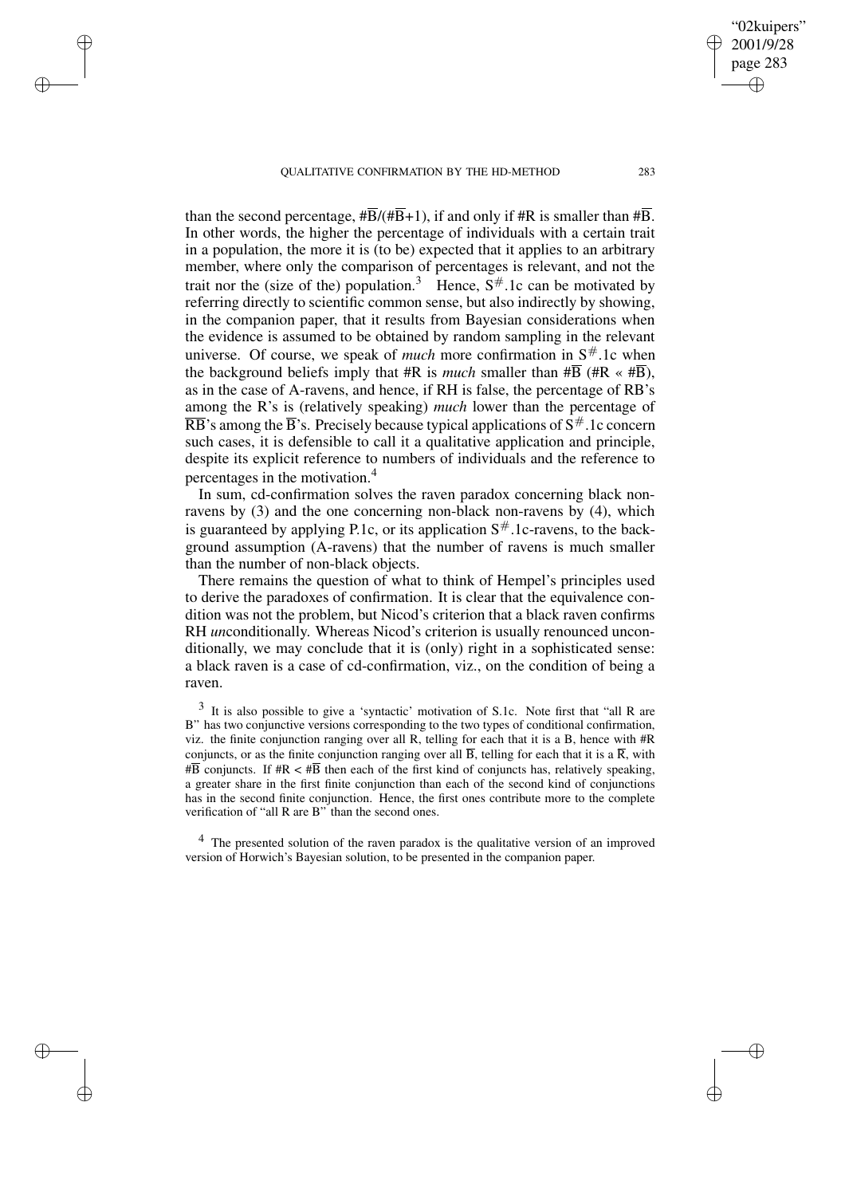than the second percentage, $\#\overline{B}/(\#\overline{B}+1)$, if and only if #R is smaller than $\#\overline{B}$. In other words, the higher the percentage of individuals with a certain trait in a population, the more it is (to be) expected that it applies to an arbitrary member, where only the comparison of percentages is relevant, and not the trait nor the (size of the) population.[3] Hence, $S^{\#}$.1c can be motivated by referring directly to scientific common sense, but also indirectly by showing, in the companion paper, that it results from Bayesian considerations when the evidence is assumed to be obtained by random sampling in the relevant universe. Of course, we speak of *much* more confirmation in $S^{\#}$.1c when the background beliefs imply that #R is *much* smaller than $\#\overline{B}$ ($\#R \ll \#\overline{B}$), as in the case of A-ravens, and hence, if RH is false, the percentage of $R\overline{B}$'s among the R's is (relatively speaking) *much* lower than the percentage of $\overline{R}\overline{B}$'s among the $\overline{B}$'s. Precisely because typical applications of $S^{\#}$.1c concern such cases, it is defensible to call it a qualitative application and principle, despite its explicit reference to numbers of individuals and the reference to percentages in the motivation.[4]

In sum, cd-confirmation solves the raven paradox concerning black non-ravens by (3) and the one concerning non-black non-ravens by (4), which is guaranteed by applying P.1c, or its application $S^{\#}$.1c-ravens, to the background assumption (A-ravens) that the number of ravens is much smaller than the number of non-black objects.

There remains the question of what to think of Hempel's principles used to derive the paradoxes of confirmation. It is clear that the equivalence condition was not the problem, but Nicod's criterion that a black raven confirms RH *un*conditionally. Whereas Nicod's criterion is usually renounced unconditionally, we may conclude that it is (only) right in a sophisticated sense: a black raven is a case of cd-confirmation, viz., on the condition of being a raven.

[3] It is also possible to give a 'syntactic' motivation of S.1c. Note first that "all R are B" has two conjunctive versions corresponding to the two types of conditional confirmation, viz. the finite conjunction ranging over all R, telling for each that it is a B, hence with #R conjuncts, or as the finite conjunction ranging over all $\overline{B}$, telling for each that it is a $\overline{R}$, with $\#\overline{B}$ conjuncts. If $\#R < \#\overline{B}$ then each of the first kind of conjuncts has, relatively speaking, a greater share in the first finite conjunction than each of the second kind of conjunctions has in the second finite conjunction. Hence, the first ones contribute more to the complete verification of "all R are B" than the second ones.

[4] The presented solution of the raven paradox is the qualitative version of an improved version of Horwich's Bayesian solution, to be presented in the companion paper.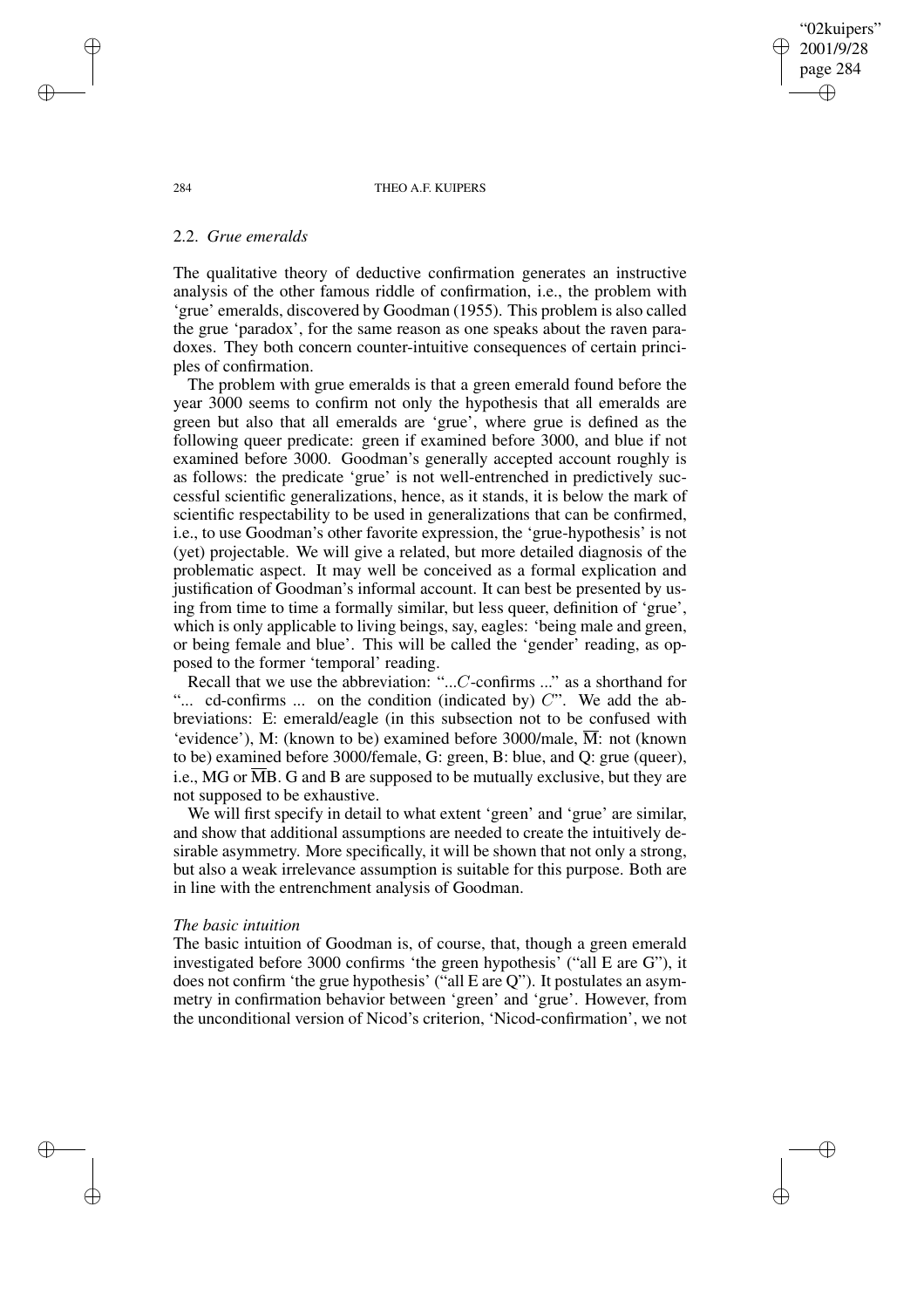## 2.2. *Grue emeralds*

The qualitative theory of deductive confirmation generates an instructive analysis of the other famous riddle of confirmation, i.e., the problem with 'grue' emeralds, discovered by Goodman (1955). This problem is also called the grue 'paradox', for the same reason as one speaks about the raven paradoxes. They both concern counter-intuitive consequences of certain principles of confirmation.

The problem with grue emeralds is that a green emerald found before the year 3000 seems to confirm not only the hypothesis that all emeralds are green but also that all emeralds are 'grue', where grue is defined as the following queer predicate: green if examined before 3000, and blue if not examined before 3000. Goodman's generally accepted account roughly is as follows: the predicate 'grue' is not well-entrenched in predictively successful scientific generalizations, hence, as it stands, it is below the mark of scientific respectability to be used in generalizations that can be confirmed, i.e., to use Goodman's other favorite expression, the 'grue-hypothesis' is not (yet) projectable. We will give a related, but more detailed diagnosis of the problematic aspect. It may well be conceived as a formal explication and justification of Goodman's informal account. It can best be presented by using from time to time a formally similar, but less queer, definition of 'grue', which is only applicable to living beings, say, eagles: 'being male and green, or being female and blue'. This will be called the 'gender' reading, as opposed to the former 'temporal' reading.

Recall that we use the abbreviation: "...$C$-confirms ..." as a shorthand for "... cd-confirms ... on the condition (indicated by) $C$". We add the abbreviations: E: emerald/eagle (in this subsection not to be confused with 'evidence'), M: (known to be) examined before 3000/male, $\overline{\mathrm{M}}$: not (known to be) examined before 3000/female, G: green, B: blue, and Q: grue (queer), i.e., MG or $\overline{\mathrm{M}}$B. G and B are supposed to be mutually exclusive, but they are not supposed to be exhaustive.

We will first specify in detail to what extent 'green' and 'grue' are similar, and show that additional assumptions are needed to create the intuitively desirable asymmetry. More specifically, it will be shown that not only a strong, but also a weak irrelevance assumption is suitable for this purpose. Both are in line with the entrenchment analysis of Goodman.

*The basic intuition*

The basic intuition of Goodman is, of course, that, though a green emerald investigated before 3000 confirms 'the green hypothesis' ("all E are G"), it does not confirm 'the grue hypothesis' ("all E are Q"). It postulates an asymmetry in confirmation behavior between 'green' and 'grue'. However, from the unconditional version of Nicod's criterion, 'Nicod-confirmation', we not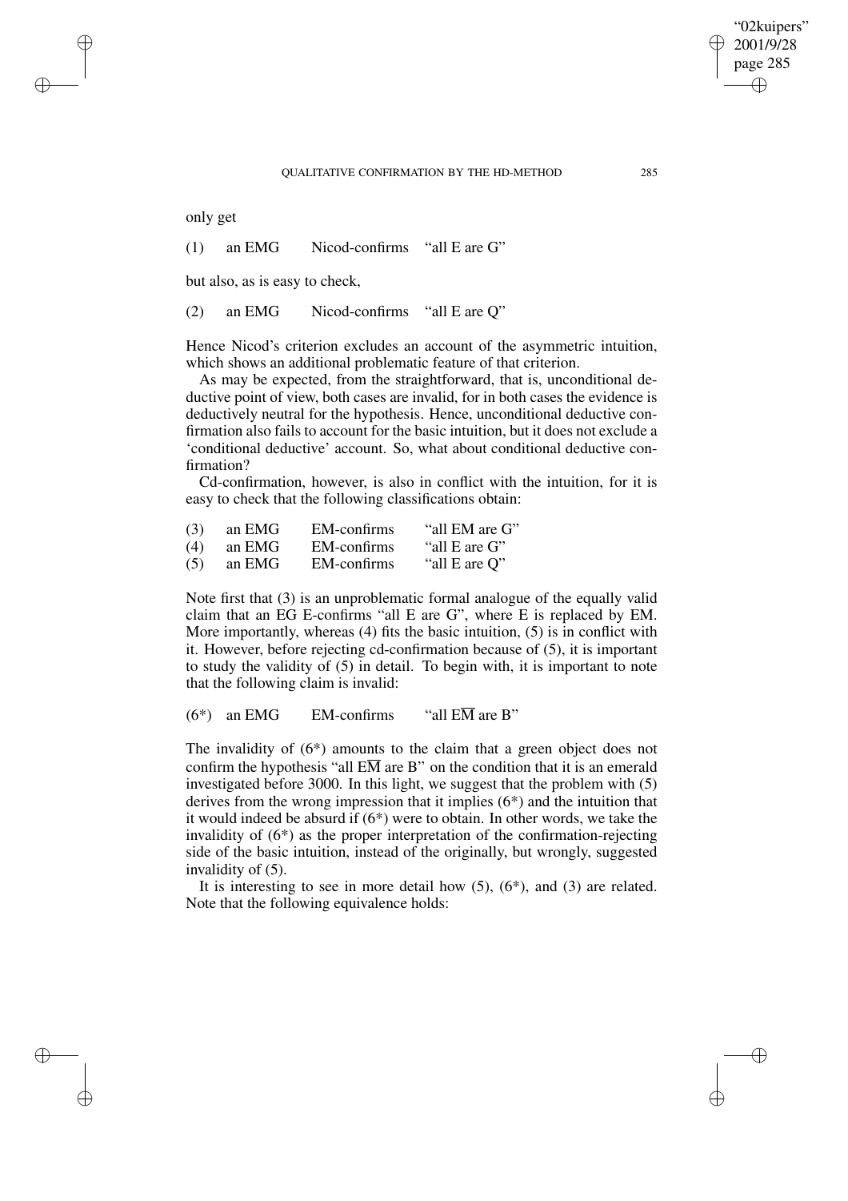only get

(1) an EMG Nicod-confirms "all E are G"

but also, as is easy to check,

(2) an EMG Nicod-confirms "all E are Q"

Hence Nicod's criterion excludes an account of the asymmetric intuition, which shows an additional problematic feature of that criterion.

As may be expected, from the straightforward, that is, unconditional deductive point of view, both cases are invalid, for in both cases the evidence is deductively neutral for the hypothesis. Hence, unconditional deductive confirmation also fails to account for the basic intuition, but it does not exclude a 'conditional deductive' account. So, what about conditional deductive confirmation?

Cd-confirmation, however, is also in conflict with the intuition, for it is easy to check that the following classifications obtain:

(3) an EMG EM-confirms "all EM are G"
(4) an EMG EM-confirms "all E are G"
(5) an EMG EM-confirms "all E are Q"

Note first that (3) is an unproblematic formal analogue of the equally valid claim that an EG E-confirms "all E are G", where E is replaced by EM. More importantly, whereas (4) fits the basic intuition, (5) is in conflict with it. However, before rejecting cd-confirmation because of (5), it is important to study the validity of (5) in detail. To begin with, it is important to note that the following claim is invalid:

(6*) an EMG EM-confirms "all $E\overline{M}$ are B"

The invalidity of (6*) amounts to the claim that a green object does not confirm the hypothesis "all $E\overline{M}$ are B" on the condition that it is an emerald investigated before 3000. In this light, we suggest that the problem with (5) derives from the wrong impression that it implies (6*) and the intuition that it would indeed be absurd if (6*) were to obtain. In other words, we take the invalidity of (6*) as the proper interpretation of the confirmation-rejecting side of the basic intuition, instead of the originally, but wrongly, suggested invalidity of (5).

It is interesting to see in more detail how (5), (6*), and (3) are related. Note that the following equivalence holds: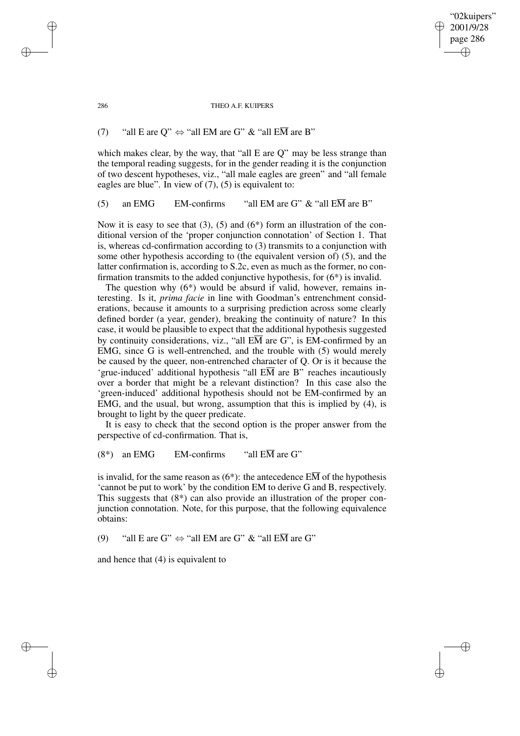(7) "all E are Q" $\Leftrightarrow$ "all EM are G" & "all E$\overline{\text{M}}$ are B"

which makes clear, by the way, that "all E are Q" may be less strange than the temporal reading suggests, for in the gender reading it is the conjunction of two descent hypotheses, viz., "all male eagles are green" and "all female eagles are blue". In view of (7), (5) is equivalent to:

(5) an EMG EM-confirms "all EM are G" & "all E$\overline{\text{M}}$ are B"

Now it is easy to see that (3), (5) and (6*) form an illustration of the conditional version of the 'proper conjunction connotation' of Section 1. That is, whereas cd-confirmation according to (3) transmits to a conjunction with some other hypothesis according to (the equivalent version of) (5), and the latter confirmation is, according to S.2c, even as much as the former, no confirmation transmits to the added conjunctive hypothesis, for (6*) is invalid.

The question why (6*) would be absurd if valid, however, remains interesting. Is it, *prima facie* in line with Goodman's entrenchment considerations, because it amounts to a surprising prediction across some clearly defined border (a year, gender), breaking the continuity of nature? In this case, it would be plausible to expect that the additional hypothesis suggested by continuity considerations, viz., "all E$\overline{\text{M}}$ are G", is EM-confirmed by an EMG, since G is well-entrenched, and the trouble with (5) would merely be caused by the queer, non-entrenched character of Q. Or is it because the 'grue-induced' additional hypothesis "all E$\overline{\text{M}}$ are B" reaches incautiously over a border that might be a relevant distinction? In this case also the 'green-induced' additional hypothesis should not be EM-confirmed by an EMG, and the usual, but wrong, assumption that this is implied by (4), is brought to light by the queer predicate.

It is easy to check that the second option is the proper answer from the perspective of cd-confirmation. That is,

(8*) an EMG EM-confirms "all E$\overline{\text{M}}$ are G"

is invalid, for the same reason as (6*): the antecedence E$\overline{\text{M}}$ of the hypothesis 'cannot be put to work' by the condition EM to derive G and B, respectively. This suggests that (8*) can also provide an illustration of the proper conjunction connotation. Note, for this purpose, that the following equivalence obtains:

(9) "all E are G" $\Leftrightarrow$ "all EM are G" & "all E$\overline{\text{M}}$ are G"

and hence that (4) is equivalent to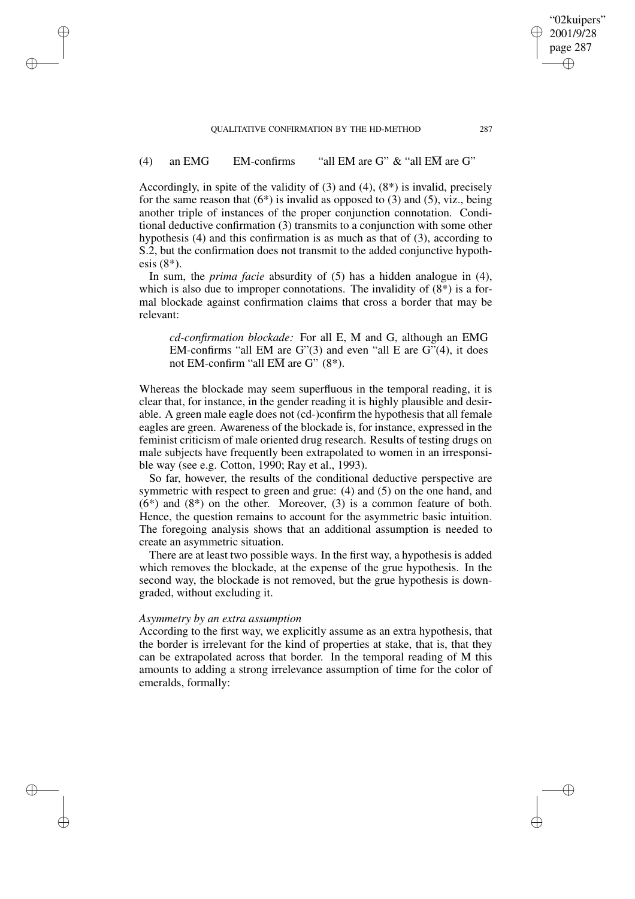(4)  an EMG  EM-confirms  "all EM are G" & "all E$\overline{\text{M}}$ are G"

Accordingly, in spite of the validity of (3) and (4), (8*) is invalid, precisely for the same reason that (6*) is invalid as opposed to (3) and (5), viz., being another triple of instances of the proper conjunction connotation. Conditional deductive confirmation (3) transmits to a conjunction with some other hypothesis (4) and this confirmation is as much as that of (3), according to S.2, but the confirmation does not transmit to the added conjunctive hypothesis (8*).

In sum, the *prima facie* absurdity of (5) has a hidden analogue in (4), which is also due to improper connotations. The invalidity of (8*) is a formal blockade against confirmation claims that cross a border that may be relevant:

> *cd-confirmation blockade:* For all E, M and G, although an EMG EM-confirms "all EM are G"(3) and even "all E are G"(4), it does not EM-confirm "all E$\overline{\text{M}}$ are G" (8*).

Whereas the blockade may seem superfluous in the temporal reading, it is clear that, for instance, in the gender reading it is highly plausible and desirable. A green male eagle does not (cd-)confirm the hypothesis that all female eagles are green. Awareness of the blockade is, for instance, expressed in the feminist criticism of male oriented drug research. Results of testing drugs on male subjects have frequently been extrapolated to women in an irresponsible way (see e.g. Cotton, 1990; Ray et al., 1993).

So far, however, the results of the conditional deductive perspective are symmetric with respect to green and grue: (4) and (5) on the one hand, and (6*) and (8*) on the other. Moreover, (3) is a common feature of both. Hence, the question remains to account for the asymmetric basic intuition. The foregoing analysis shows that an additional assumption is needed to create an asymmetric situation.

There are at least two possible ways. In the first way, a hypothesis is added which removes the blockade, at the expense of the grue hypothesis. In the second way, the blockade is not removed, but the grue hypothesis is downgraded, without excluding it.

*Asymmetry by an extra assumption*

According to the first way, we explicitly assume as an extra hypothesis, that the border is irrelevant for the kind of properties at stake, that is, that they can be extrapolated across that border. In the temporal reading of M this amounts to adding a strong irrelevance assumption of time for the color of emeralds, formally: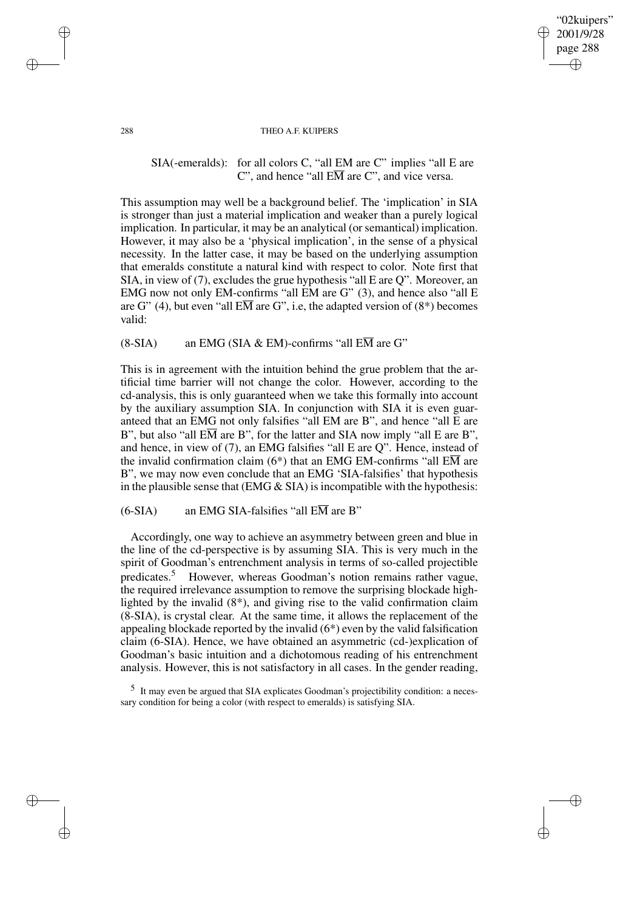SIA(-emeralds): for all colors C, "all EM are C" implies "all E are C", and hence "all E$\overline{\text{M}}$ are C", and vice versa.

This assumption may well be a background belief. The 'implication' in SIA is stronger than just a material implication and weaker than a purely logical implication. In particular, it may be an analytical (or semantical) implication. However, it may also be a 'physical implication', in the sense of a physical necessity. In the latter case, it may be based on the underlying assumption that emeralds constitute a natural kind with respect to color. Note first that SIA, in view of (7), excludes the grue hypothesis "all E are Q". Moreover, an EMG now not only EM-confirms "all EM are G" (3), and hence also "all E are G" (4), but even "all E$\overline{\text{M}}$ are G", i.e, the adapted version of (8*) becomes valid:

(8-SIA) an EMG (SIA & EM)-confirms "all E$\overline{\text{M}}$ are G"

This is in agreement with the intuition behind the grue problem that the artificial time barrier will not change the color. However, according to the cd-analysis, this is only guaranteed when we take this formally into account by the auxiliary assumption SIA. In conjunction with SIA it is even guaranteed that an EMG not only falsifies "all EM are B", and hence "all E are B", but also "all E$\overline{\text{M}}$ are B", for the latter and SIA now imply "all E are B", and hence, in view of (7), an EMG falsifies "all E are Q". Hence, instead of the invalid confirmation claim (6*) that an EMG EM-confirms "all E$\overline{\text{M}}$ are B", we may now even conclude that an EMG 'SIA-falsifies' that hypothesis in the plausible sense that (EMG & SIA) is incompatible with the hypothesis:

(6-SIA) an EMG SIA-falsifies "all E$\overline{\text{M}}$ are B"

Accordingly, one way to achieve an asymmetry between green and blue in the line of the cd-perspective is by assuming SIA. This is very much in the spirit of Goodman's entrenchment analysis in terms of so-called projectible predicates.[5] However, whereas Goodman's notion remains rather vague, the required irrelevance assumption to remove the surprising blockade highlighted by the invalid (8*), and giving rise to the valid confirmation claim (8-SIA), is crystal clear. At the same time, it allows the replacement of the appealing blockade reported by the invalid (6*) even by the valid falsification claim (6-SIA). Hence, we have obtained an asymmetric (cd-)explication of Goodman's basic intuition and a dichotomous reading of his entrenchment analysis. However, this is not satisfactory in all cases. In the gender reading,

[5] It may even be argued that SIA explicates Goodman's projectibility condition: a necessary condition for being a color (with respect to emeralds) is satisfying SIA.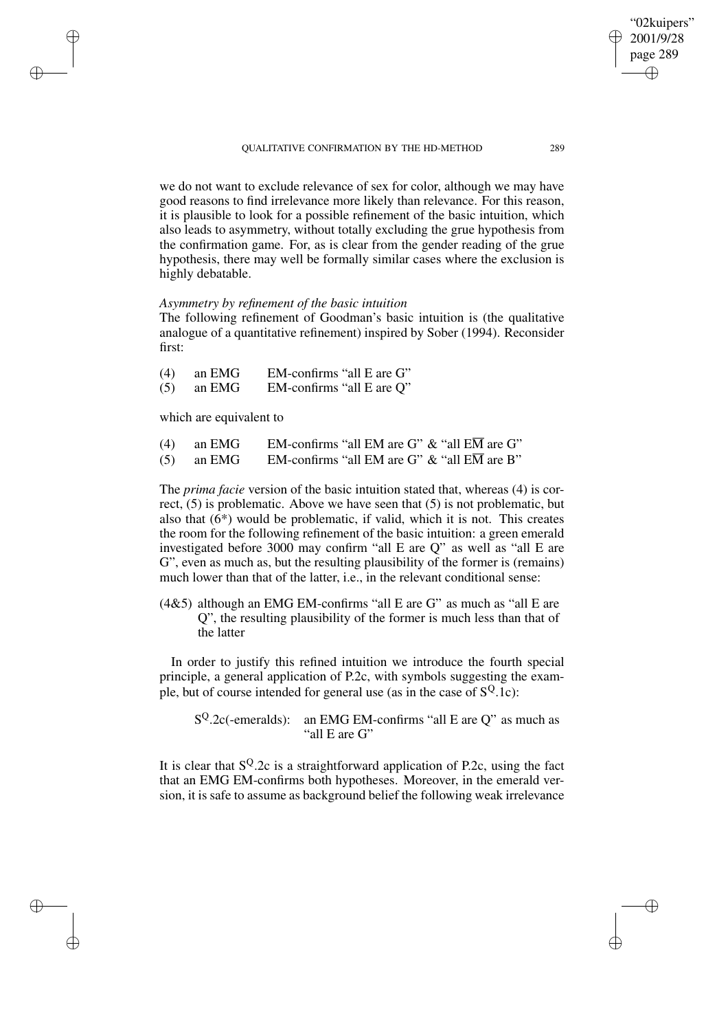we do not want to exclude relevance of sex for color, although we may have good reasons to find irrelevance more likely than relevance. For this reason, it is plausible to look for a possible refinement of the basic intuition, which also leads to asymmetry, without totally excluding the grue hypothesis from the confirmation game. For, as is clear from the gender reading of the grue hypothesis, there may well be formally similar cases where the exclusion is highly debatable.

*Asymmetry by refinement of the basic intuition*

The following refinement of Goodman's basic intuition is (the qualitative analogue of a quantitative refinement) inspired by Sober (1994). Reconsider first:

(4) an EMG EM-confirms "all E are G"
(5) an EMG EM-confirms "all E are Q"

which are equivalent to

(4) an EMG EM-confirms "all EM are G" & "all E$\overline{\text{M}}$ are G"
(5) an EMG EM-confirms "all EM are G" & "all E$\overline{\text{M}}$ are B"

The *prima facie* version of the basic intuition stated that, whereas (4) is correct, (5) is problematic. Above we have seen that (5) is not problematic, but also that (6*) would be problematic, if valid, which it is not. This creates the room for the following refinement of the basic intuition: a green emerald investigated before 3000 may confirm "all E are Q" as well as "all E are G", even as much as, but the resulting plausibility of the former is (remains) much lower than that of the latter, i.e., in the relevant conditional sense:

(4&5) although an EMG EM-confirms "all E are G" as much as "all E are Q", the resulting plausibility of the former is much less than that of the latter

In order to justify this refined intuition we introduce the fourth special principle, a general application of P.2c, with symbols suggesting the example, but of course intended for general use (as in the case of $S^Q$.1c):

$S^Q$.2c(-emeralds): an EMG EM-confirms "all E are Q" as much as "all E are G"

It is clear that $S^Q$.2c is a straightforward application of P.2c, using the fact that an EMG EM-confirms both hypotheses. Moreover, in the emerald version, it is safe to assume as background belief the following weak irrelevance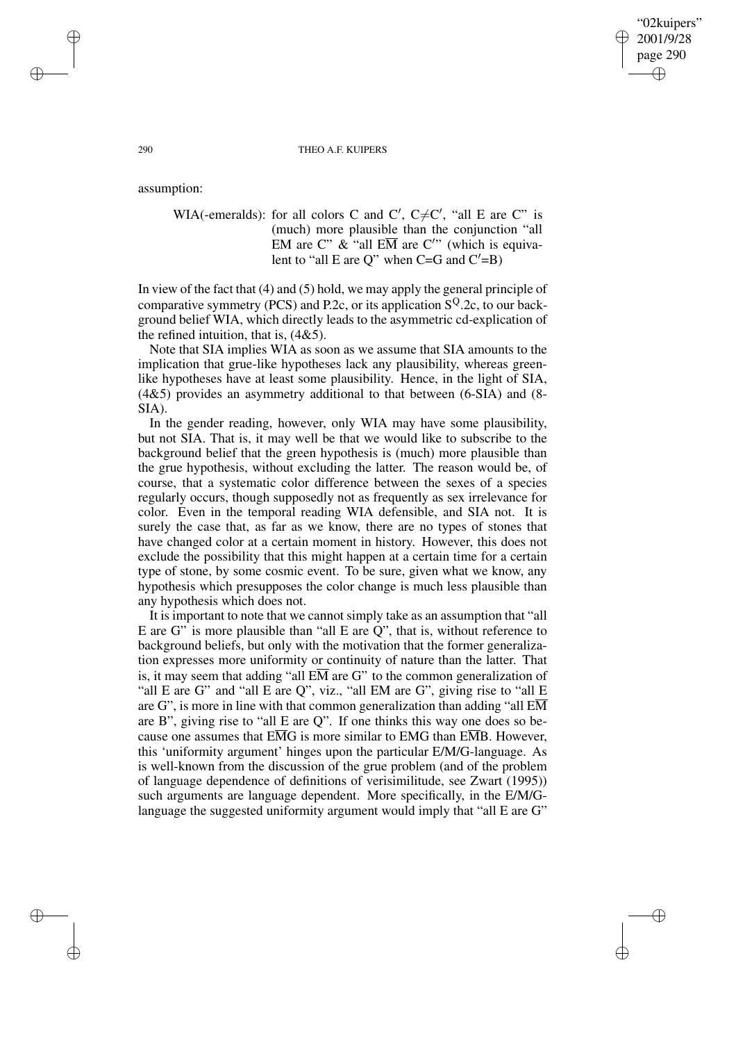assumption:

> WIA(-emeralds): for all colors C and C′, C≠C′, "all E are C" is (much) more plausible than the conjunction "all EM are C" & "all E$\overline{\text{M}}$ are C′" (which is equivalent to "all E are Q" when C=G and C′=B)

In view of the fact that (4) and (5) hold, we may apply the general principle of comparative symmetry (PCS) and P.2c, or its application $S^Q$.2c, to our background belief WIA, which directly leads to the asymmetric cd-explication of the refined intuition, that is, (4&5).

Note that SIA implies WIA as soon as we assume that SIA amounts to the implication that grue-like hypotheses lack any plausibility, whereas green-like hypotheses have at least some plausibility. Hence, in the light of SIA, (4&5) provides an asymmetry additional to that between (6-SIA) and (8-SIA).

In the gender reading, however, only WIA may have some plausibility, but not SIA. That is, it may well be that we would like to subscribe to the background belief that the green hypothesis is (much) more plausible than the grue hypothesis, without excluding the latter. The reason would be, of course, that a systematic color difference between the sexes of a species regularly occurs, though supposedly not as frequently as sex irrelevance for color. Even in the temporal reading WIA defensible, and SIA not. It is surely the case that, as far as we know, there are no types of stones that have changed color at a certain moment in history. However, this does not exclude the possibility that this might happen at a certain time for a certain type of stone, by some cosmic event. To be sure, given what we know, any hypothesis which presupposes the color change is much less plausible than any hypothesis which does not.

It is important to note that we cannot simply take as an assumption that "all E are G" is more plausible than "all E are Q", that is, without reference to background beliefs, but only with the motivation that the former generalization expresses more uniformity or continuity of nature than the latter. That is, it may seem that adding "all E$\overline{\text{M}}$ are G" to the common generalization of "all E are G" and "all E are Q", viz., "all EM are G", giving rise to "all E are G", is more in line with that common generalization than adding "all E$\overline{\text{M}}$ are B", giving rise to "all E are Q". If one thinks this way one does so because one assumes that E$\overline{\text{M}}$G is more similar to EMG than E$\overline{\text{M}}$B. However, this 'uniformity argument' hinges upon the particular E/M/G-language. As is well-known from the discussion of the grue problem (and of the problem of language dependence of definitions of verisimilitude, see Zwart (1995)) such arguments are language dependent. More specifically, in the E/M/G-language the suggested uniformity argument would imply that "all E are G"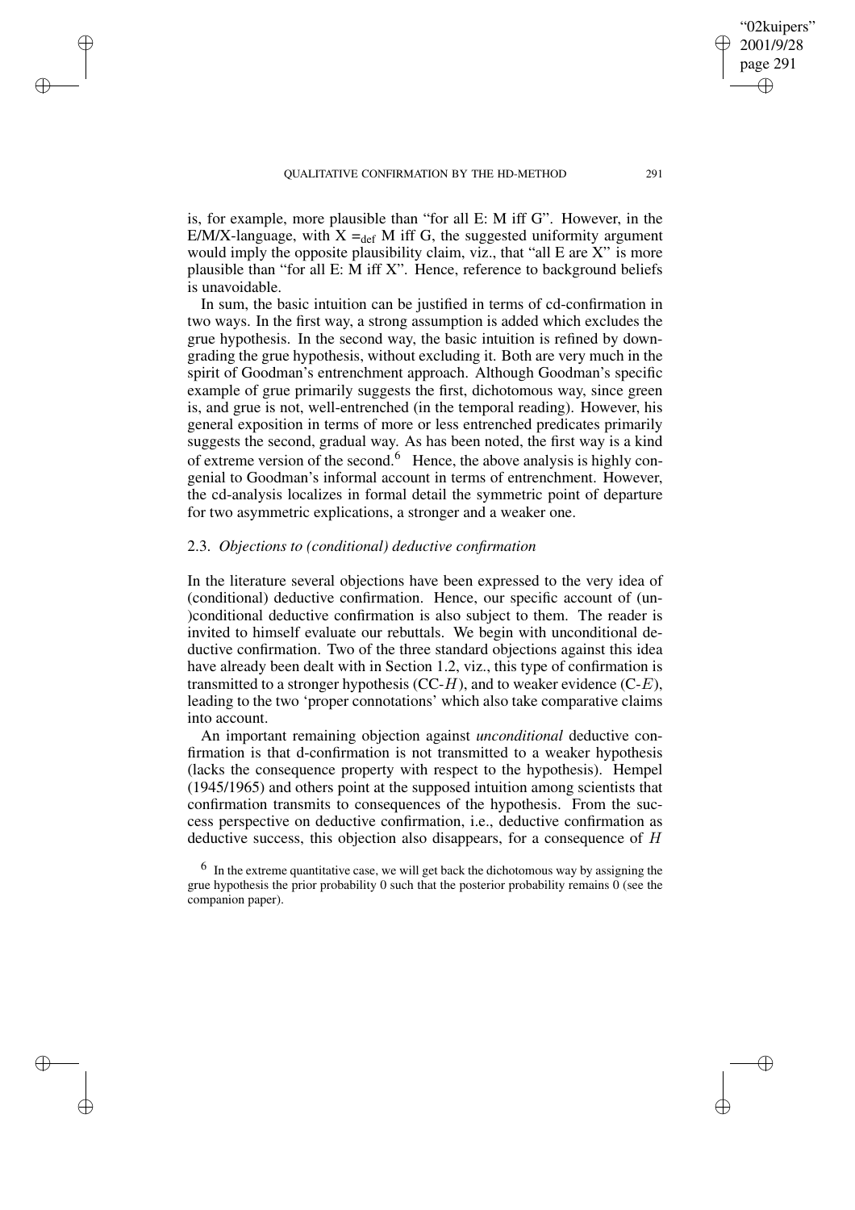is, for example, more plausible than "for all E: M iff G". However, in the E/M/X-language, with X $=_{\text{def}}$ M iff G, the suggested uniformity argument would imply the opposite plausibility claim, viz., that "all E are X" is more plausible than "for all E: M iff X". Hence, reference to background beliefs is unavoidable.

In sum, the basic intuition can be justified in terms of cd-confirmation in two ways. In the first way, a strong assumption is added which excludes the grue hypothesis. In the second way, the basic intuition is refined by downgrading the grue hypothesis, without excluding it. Both are very much in the spirit of Goodman's entrenchment approach. Although Goodman's specific example of grue primarily suggests the first, dichotomous way, since green is, and grue is not, well-entrenched (in the temporal reading). However, his general exposition in terms of more or less entrenched predicates primarily suggests the second, gradual way. As has been noted, the first way is a kind of extreme version of the second.[6] Hence, the above analysis is highly congenial to Goodman's informal account in terms of entrenchment. However, the cd-analysis localizes in formal detail the symmetric point of departure for two asymmetric explications, a stronger and a weaker one.

### 2.3. *Objections to (conditional) deductive confirmation*

In the literature several objections have been expressed to the very idea of (conditional) deductive confirmation. Hence, our specific account of (un-)conditional deductive confirmation is also subject to them. The reader is invited to himself evaluate our rebuttals. We begin with unconditional deductive confirmation. Two of the three standard objections against this idea have already been dealt with in Section 1.2, viz., this type of confirmation is transmitted to a stronger hypothesis (CC-$H$), and to weaker evidence (C-$E$), leading to the two 'proper connotations' which also take comparative claims into account.

An important remaining objection against *unconditional* deductive confirmation is that d-confirmation is not transmitted to a weaker hypothesis (lacks the consequence property with respect to the hypothesis). Hempel (1945/1965) and others point at the supposed intuition among scientists that confirmation transmits to consequences of the hypothesis. From the success perspective on deductive confirmation, i.e., deductive confirmation as deductive success, this objection also disappears, for a consequence of $H$

[6] In the extreme quantitative case, we will get back the dichotomous way by assigning the grue hypothesis the prior probability 0 such that the posterior probability remains 0 (see the companion paper).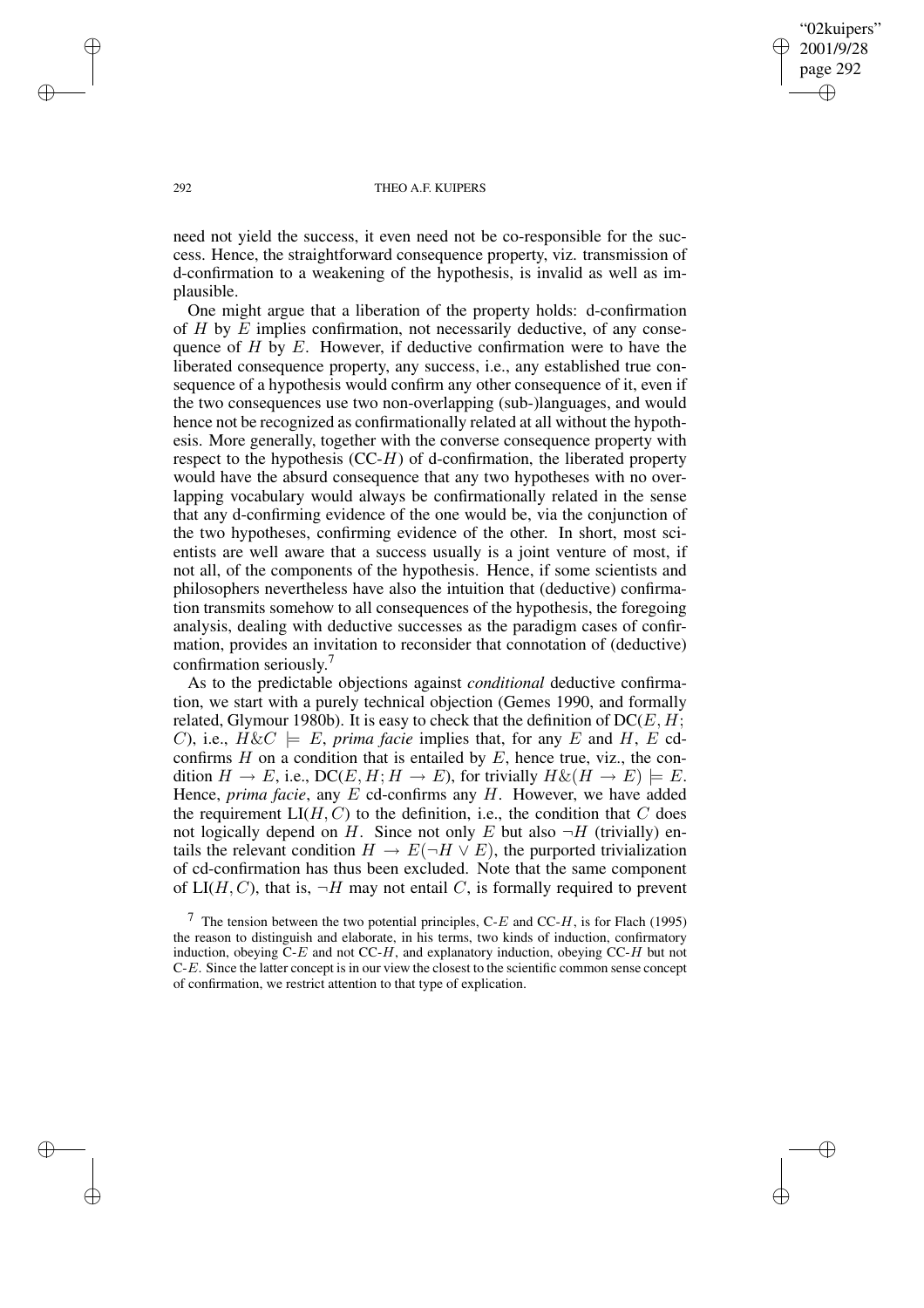need not yield the success, it even need not be co-responsible for the success. Hence, the straightforward consequence property, viz. transmission of d-confirmation to a weakening of the hypothesis, is invalid as well as implausible.

One might argue that a liberation of the property holds: d-confirmation of $H$ by $E$ implies confirmation, not necessarily deductive, of any consequence of $H$ by $E$. However, if deductive confirmation were to have the liberated consequence property, any success, i.e., any established true consequence of a hypothesis would confirm any other consequence of it, even if the two consequences use two non-overlapping (sub-)languages, and would hence not be recognized as confirmationally related at all without the hypothesis. More generally, together with the converse consequence property with respect to the hypothesis (CC-$H$) of d-confirmation, the liberated property would have the absurd consequence that any two hypotheses with no overlapping vocabulary would always be confirmationally related in the sense that any d-confirming evidence of the one would be, via the conjunction of the two hypotheses, confirming evidence of the other. In short, most scientists are well aware that a success usually is a joint venture of most, if not all, of the components of the hypothesis. Hence, if some scientists and philosophers nevertheless have also the intuition that (deductive) confirmation transmits somehow to all consequences of the hypothesis, the foregoing analysis, dealing with deductive successes as the paradigm cases of confirmation, provides an invitation to reconsider that connotation of (deductive) confirmation seriously.[7]

As to the predictable objections against *conditional* deductive confirmation, we start with a purely technical objection (Gemes 1990, and formally related, Glymour 1980b). It is easy to check that the definition of DC($E, H$; $C$), i.e., $H\&C \models E$, *prima facie* implies that, for any $E$ and $H$, $E$ cd-confirms $H$ on a condition that is entailed by $E$, hence true, viz., the condition $H \rightarrow E$, i.e., DC($E, H; H \rightarrow E$), for trivially $H\&(H \rightarrow E) \models E$. Hence, *prima facie*, any $E$ cd-confirms any $H$. However, we have added the requirement LI($H, C$) to the definition, i.e., the condition that $C$ does not logically depend on $H$. Since not only $E$ but also $\neg H$ (trivially) entails the relevant condition $H \rightarrow E(\neg H \vee E)$, the purported trivialization of cd-confirmation has thus been excluded. Note that the same component of LI($H, C$), that is, $\neg H$ may not entail $C$, is formally required to prevent

[7] The tension between the two potential principles, C-$E$ and CC-$H$, is for Flach (1995) the reason to distinguish and elaborate, in his terms, two kinds of induction, confirmatory induction, obeying C-$E$ and not CC-$H$, and explanatory induction, obeying CC-$H$ but not C-$E$. Since the latter concept is in our view the closest to the scientific common sense concept of confirmation, we restrict attention to that type of explication.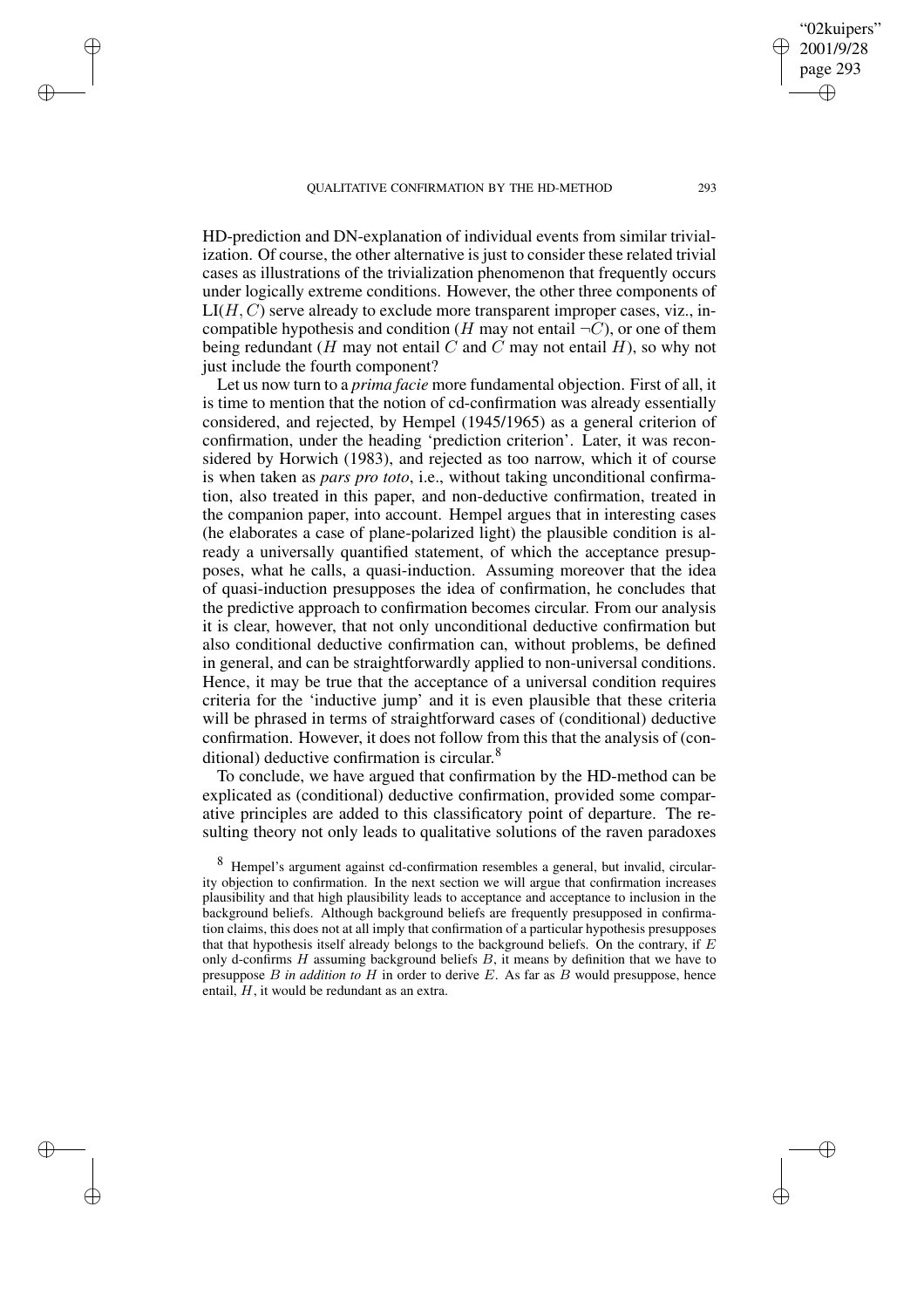HD-prediction and DN-explanation of individual events from similar trivialization. Of course, the other alternative is just to consider these related trivial cases as illustrations of the trivialization phenomenon that frequently occurs under logically extreme conditions. However, the other three components of $\text{LI}(H, C)$ serve already to exclude more transparent improper cases, viz., incompatible hypothesis and condition ($H$ may not entail $\neg C$), or one of them being redundant ($H$ may not entail $C$ and $C$ may not entail $H$), so why not just include the fourth component?

Let us now turn to a *prima facie* more fundamental objection. First of all, it is time to mention that the notion of cd-confirmation was already essentially considered, and rejected, by Hempel (1945/1965) as a general criterion of confirmation, under the heading 'prediction criterion'. Later, it was reconsidered by Horwich (1983), and rejected as too narrow, which it of course is when taken as *pars pro toto*, i.e., without taking unconditional confirmation, also treated in this paper, and non-deductive confirmation, treated in the companion paper, into account. Hempel argues that in interesting cases (he elaborates a case of plane-polarized light) the plausible condition is already a universally quantified statement, of which the acceptance presupposes, what he calls, a quasi-induction. Assuming moreover that the idea of quasi-induction presupposes the idea of confirmation, he concludes that the predictive approach to confirmation becomes circular. From our analysis it is clear, however, that not only unconditional deductive confirmation but also conditional deductive confirmation can, without problems, be defined in general, and can be straightforwardly applied to non-universal conditions. Hence, it may be true that the acceptance of a universal condition requires criteria for the 'inductive jump' and it is even plausible that these criteria will be phrased in terms of straightforward cases of (conditional) deductive confirmation. However, it does not follow from this that the analysis of (conditional) deductive confirmation is circular.[8]

To conclude, we have argued that confirmation by the HD-method can be explicated as (conditional) deductive confirmation, provided some comparative principles are added to this classificatory point of departure. The resulting theory not only leads to qualitative solutions of the raven paradoxes

[8] Hempel's argument against cd-confirmation resembles a general, but invalid, circularity objection to confirmation. In the next section we will argue that confirmation increases plausibility and that high plausibility leads to acceptance and acceptance to inclusion in the background beliefs. Although background beliefs are frequently presupposed in confirmation claims, this does not at all imply that confirmation of a particular hypothesis presupposes that that hypothesis itself already belongs to the background beliefs. On the contrary, if $E$ only d-confirms $H$ assuming background beliefs $B$, it means by definition that we have to presuppose $B$ *in addition to* $H$ in order to derive $E$. As far as $B$ would presuppose, hence entail, $H$, it would be redundant as an extra.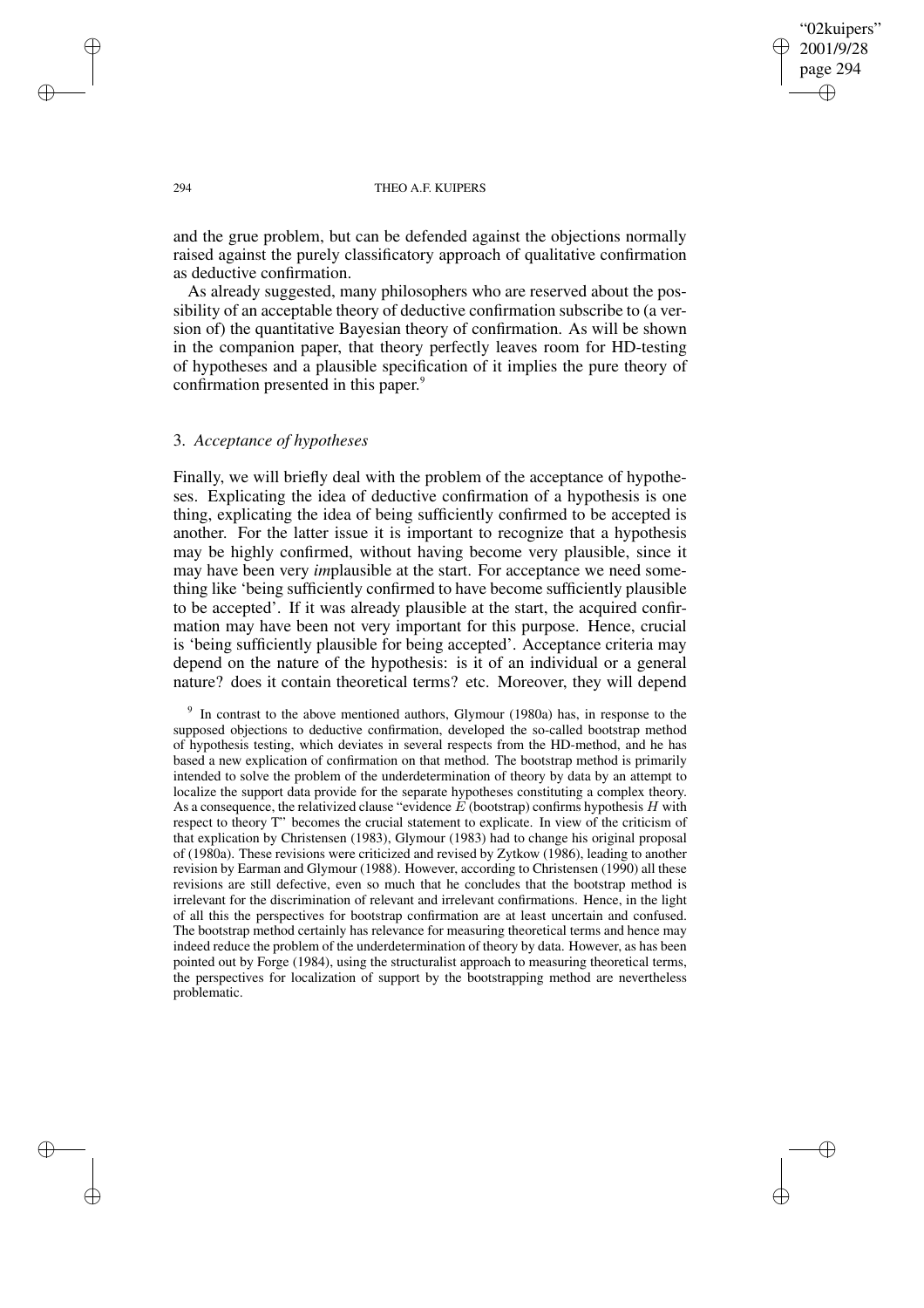and the grue problem, but can be defended against the objections normally raised against the purely classificatory approach of qualitative confirmation as deductive confirmation.

As already suggested, many philosophers who are reserved about the possibility of an acceptable theory of deductive confirmation subscribe to (a version of) the quantitative Bayesian theory of confirmation. As will be shown in the companion paper, that theory perfectly leaves room for HD-testing of hypotheses and a plausible specification of it implies the pure theory of confirmation presented in this paper.[9]

## 3. *Acceptance of hypotheses*

Finally, we will briefly deal with the problem of the acceptance of hypotheses. Explicating the idea of deductive confirmation of a hypothesis is one thing, explicating the idea of being sufficiently confirmed to be accepted is another. For the latter issue it is important to recognize that a hypothesis may be highly confirmed, without having become very plausible, since it may have been very *im*plausible at the start. For acceptance we need something like 'being sufficiently confirmed to have become sufficiently plausible to be accepted'. If it was already plausible at the start, the acquired confirmation may have been not very important for this purpose. Hence, crucial is 'being sufficiently plausible for being accepted'. Acceptance criteria may depend on the nature of the hypothesis: is it of an individual or a general nature? does it contain theoretical terms? etc. Moreover, they will depend

[9] In contrast to the above mentioned authors, Glymour (1980a) has, in response to the supposed objections to deductive confirmation, developed the so-called bootstrap method of hypothesis testing, which deviates in several respects from the HD-method, and he has based a new explication of confirmation on that method. The bootstrap method is primarily intended to solve the problem of the underdetermination of theory by data by an attempt to localize the support data provide for the separate hypotheses constituting a complex theory. As a consequence, the relativized clause "evidence $E$ (bootstrap) confirms hypothesis $H$ with respect to theory T" becomes the crucial statement to explicate. In view of the criticism of that explication by Christensen (1983), Glymour (1983) had to change his original proposal of (1980a). These revisions were criticized and revised by Zytkow (1986), leading to another revision by Earman and Glymour (1988). However, according to Christensen (1990) all these revisions are still defective, even so much that he concludes that the bootstrap method is irrelevant for the discrimination of relevant and irrelevant confirmations. Hence, in the light of all this the perspectives for bootstrap confirmation are at least uncertain and confused. The bootstrap method certainly has relevance for measuring theoretical terms and hence may indeed reduce the problem of the underdetermination of theory by data. However, as has been pointed out by Forge (1984), using the structuralist approach to measuring theoretical terms, the perspectives for localization of support by the bootstrapping method are nevertheless problematic.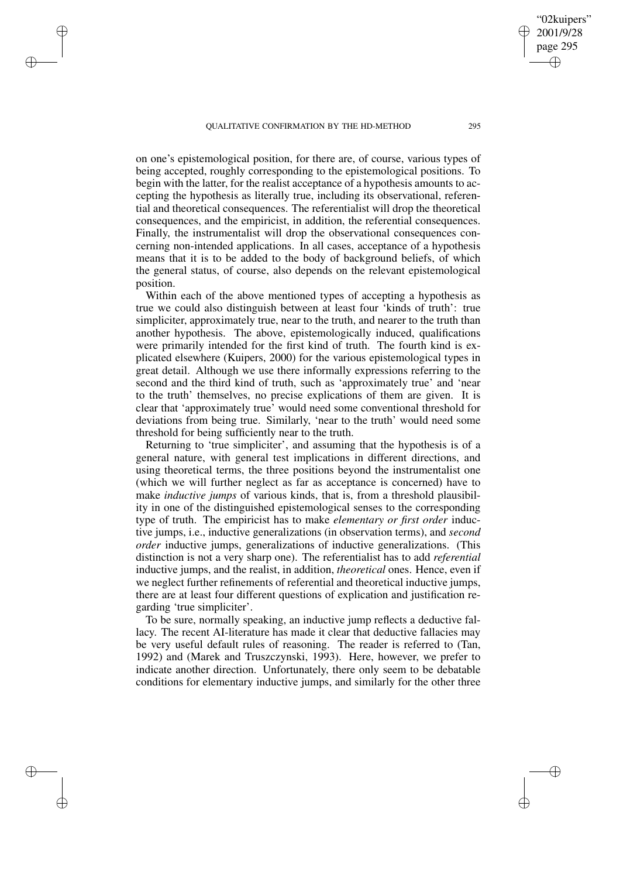on one's epistemological position, for there are, of course, various types of being accepted, roughly corresponding to the epistemological positions. To begin with the latter, for the realist acceptance of a hypothesis amounts to accepting the hypothesis as literally true, including its observational, referential and theoretical consequences. The referentialist will drop the theoretical consequences, and the empiricist, in addition, the referential consequences. Finally, the instrumentalist will drop the observational consequences concerning non-intended applications. In all cases, acceptance of a hypothesis means that it is to be added to the body of background beliefs, of which the general status, of course, also depends on the relevant epistemological position.

Within each of the above mentioned types of accepting a hypothesis as true we could also distinguish between at least four 'kinds of truth': true simpliciter, approximately true, near to the truth, and nearer to the truth than another hypothesis. The above, epistemologically induced, qualifications were primarily intended for the first kind of truth. The fourth kind is explicated elsewhere (Kuipers, 2000) for the various epistemological types in great detail. Although we use there informally expressions referring to the second and the third kind of truth, such as 'approximately true' and 'near to the truth' themselves, no precise explications of them are given. It is clear that 'approximately true' would need some conventional threshold for deviations from being true. Similarly, 'near to the truth' would need some threshold for being sufficiently near to the truth.

Returning to 'true simpliciter', and assuming that the hypothesis is of a general nature, with general test implications in different directions, and using theoretical terms, the three positions beyond the instrumentalist one (which we will further neglect as far as acceptance is concerned) have to make *inductive jumps* of various kinds, that is, from a threshold plausibility in one of the distinguished epistemological senses to the corresponding type of truth. The empiricist has to make *elementary or first order* inductive jumps, i.e., inductive generalizations (in observation terms), and *second order* inductive jumps, generalizations of inductive generalizations. (This distinction is not a very sharp one). The referentialist has to add *referential* inductive jumps, and the realist, in addition, *theoretical* ones. Hence, even if we neglect further refinements of referential and theoretical inductive jumps, there are at least four different questions of explication and justification regarding 'true simpliciter'.

To be sure, normally speaking, an inductive jump reflects a deductive fallacy. The recent AI-literature has made it clear that deductive fallacies may be very useful default rules of reasoning. The reader is referred to (Tan, 1992) and (Marek and Truszczynski, 1993). Here, however, we prefer to indicate another direction. Unfortunately, there only seem to be debatable conditions for elementary inductive jumps, and similarly for the other three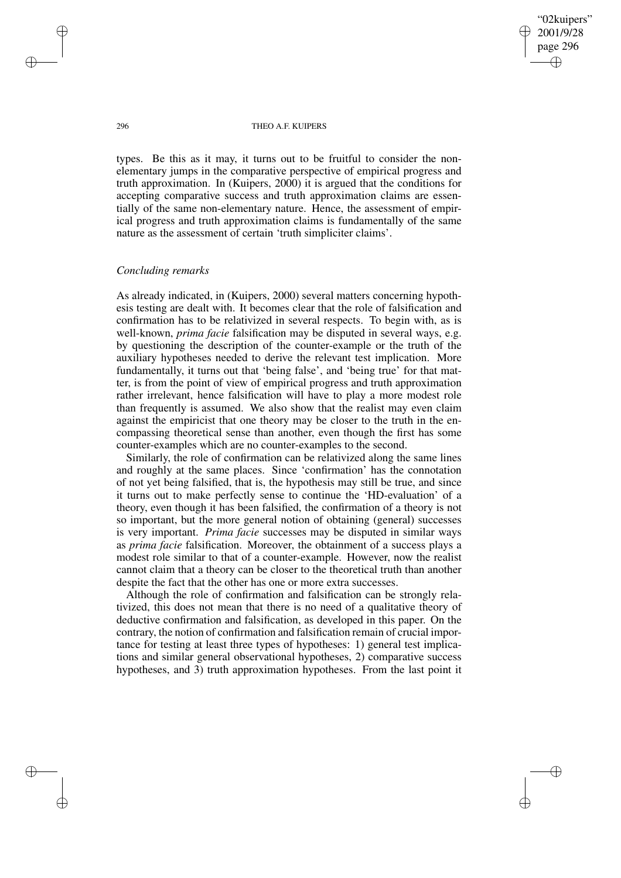types. Be this as it may, it turns out to be fruitful to consider the non-elementary jumps in the comparative perspective of empirical progress and truth approximation. In (Kuipers, 2000) it is argued that the conditions for accepting comparative success and truth approximation claims are essentially of the same non-elementary nature. Hence, the assessment of empirical progress and truth approximation claims is fundamentally of the same nature as the assessment of certain 'truth simpliciter claims'.

### *Concluding remarks*

As already indicated, in (Kuipers, 2000) several matters concerning hypothesis testing are dealt with. It becomes clear that the role of falsification and confirmation has to be relativized in several respects. To begin with, as is well-known, *prima facie* falsification may be disputed in several ways, e.g. by questioning the description of the counter-example or the truth of the auxiliary hypotheses needed to derive the relevant test implication. More fundamentally, it turns out that 'being false', and 'being true' for that matter, is from the point of view of empirical progress and truth approximation rather irrelevant, hence falsification will have to play a more modest role than frequently is assumed. We also show that the realist may even claim against the empiricist that one theory may be closer to the truth in the encompassing theoretical sense than another, even though the first has some counter-examples which are no counter-examples to the second.

Similarly, the role of confirmation can be relativized along the same lines and roughly at the same places. Since 'confirmation' has the connotation of not yet being falsified, that is, the hypothesis may still be true, and since it turns out to make perfectly sense to continue the 'HD-evaluation' of a theory, even though it has been falsified, the confirmation of a theory is not so important, but the more general notion of obtaining (general) successes is very important. *Prima facie* successes may be disputed in similar ways as *prima facie* falsification. Moreover, the obtainment of a success plays a modest role similar to that of a counter-example. However, now the realist cannot claim that a theory can be closer to the theoretical truth than another despite the fact that the other has one or more extra successes.

Although the role of confirmation and falsification can be strongly relativized, this does not mean that there is no need of a qualitative theory of deductive confirmation and falsification, as developed in this paper. On the contrary, the notion of confirmation and falsification remain of crucial importance for testing at least three types of hypotheses: 1) general test implications and similar general observational hypotheses, 2) comparative success hypotheses, and 3) truth approximation hypotheses. From the last point it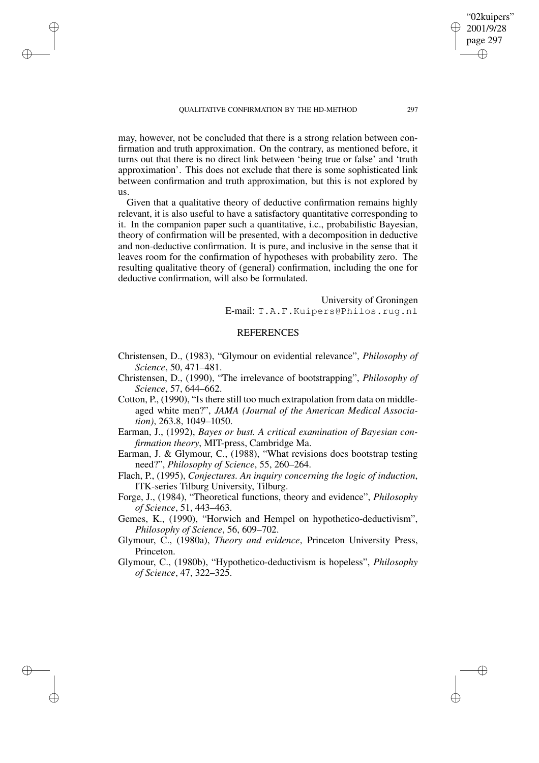may, however, not be concluded that there is a strong relation between confirmation and truth approximation. On the contrary, as mentioned before, it turns out that there is no direct link between 'being true or false' and 'truth approximation'. This does not exclude that there is some sophisticated link between confirmation and truth approximation, but this is not explored by us.

Given that a qualitative theory of deductive confirmation remains highly relevant, it is also useful to have a satisfactory quantitative corresponding to it. In the companion paper such a quantitative, i.e., probabilistic Bayesian, theory of confirmation will be presented, with a decomposition in deductive and non-deductive confirmation. It is pure, and inclusive in the sense that it leaves room for the confirmation of hypotheses with probability zero. The resulting qualitative theory of (general) confirmation, including the one for deductive confirmation, will also be formulated.

University of Groningen
E-mail: T.A.F.Kuipers@Philos.rug.nl

## REFERENCES

Christensen, D., (1983), "Glymour on evidential relevance", *Philosophy of Science*, 50, 471–481.

Christensen, D., (1990), "The irrelevance of bootstrapping", *Philosophy of Science*, 57, 644–662.

Cotton, P., (1990), "Is there still too much extrapolation from data on middle-aged white men?", *JAMA (Journal of the American Medical Association)*, 263.8, 1049–1050.

Earman, J., (1992), *Bayes or bust. A critical examination of Bayesian confirmation theory*, MIT-press, Cambridge Ma.

Earman, J. & Glymour, C., (1988), "What revisions does bootstrap testing need?", *Philosophy of Science*, 55, 260–264.

Flach, P., (1995), *Conjectures. An inquiry concerning the logic of induction*, ITK-series Tilburg University, Tilburg.

Forge, J., (1984), "Theoretical functions, theory and evidence", *Philosophy of Science*, 51, 443–463.

Gemes, K., (1990), "Horwich and Hempel on hypothetico-deductivism", *Philosophy of Science*, 56, 609–702.

Glymour, C., (1980a), *Theory and evidence*, Princeton University Press, Princeton.

Glymour, C., (1980b), "Hypothetico-deductivism is hopeless", *Philosophy of Science*, 47, 322–325.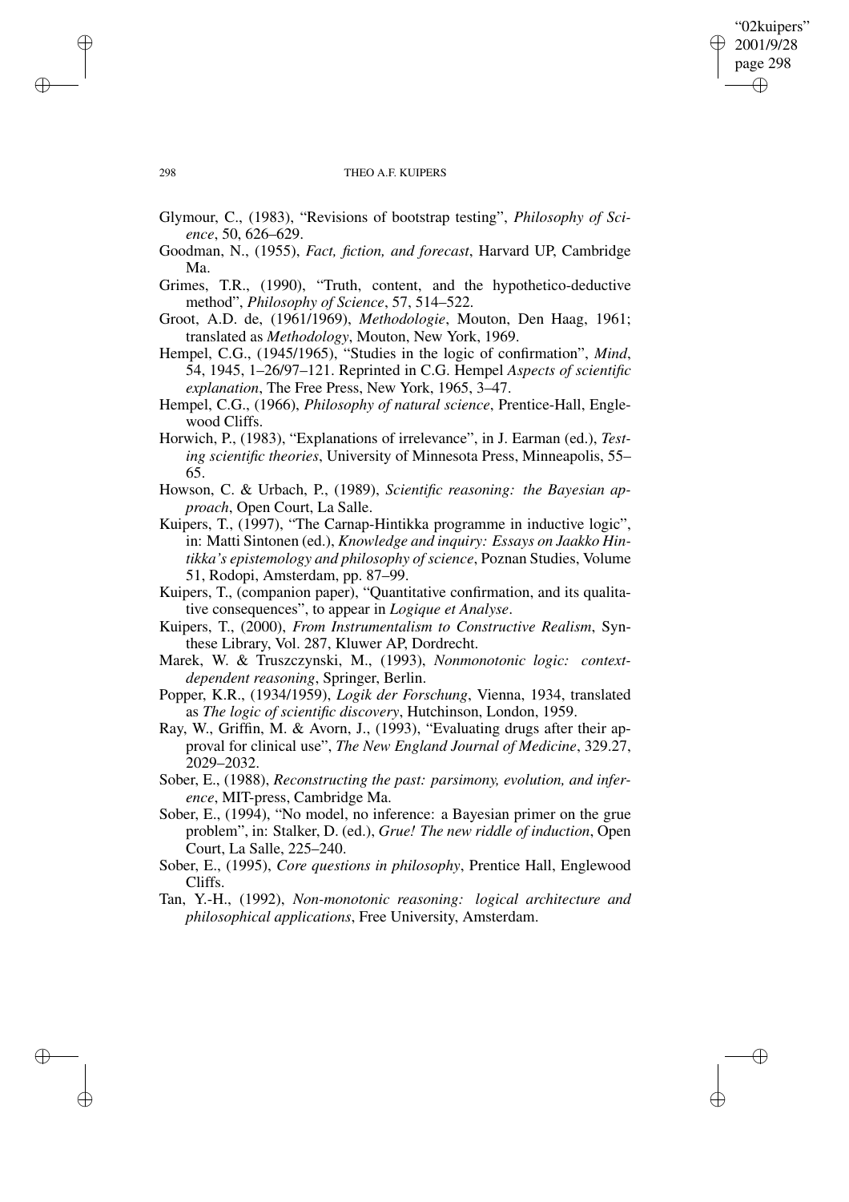Glymour, C., (1983), "Revisions of bootstrap testing", *Philosophy of Science*, 50, 626–629.

Goodman, N., (1955), *Fact, fiction, and forecast*, Harvard UP, Cambridge Ma.

Grimes, T.R., (1990), "Truth, content, and the hypothetico-deductive method", *Philosophy of Science*, 57, 514–522.

Groot, A.D. de, (1961/1969), *Methodologie*, Mouton, Den Haag, 1961; translated as *Methodology*, Mouton, New York, 1969.

Hempel, C.G., (1945/1965), "Studies in the logic of confirmation", *Mind*, 54, 1945, 1–26/97–121. Reprinted in C.G. Hempel *Aspects of scientific explanation*, The Free Press, New York, 1965, 3–47.

Hempel, C.G., (1966), *Philosophy of natural science*, Prentice-Hall, Englewood Cliffs.

Horwich, P., (1983), "Explanations of irrelevance", in J. Earman (ed.), *Testing scientific theories*, University of Minnesota Press, Minneapolis, 55–65.

Howson, C. & Urbach, P., (1989), *Scientific reasoning: the Bayesian approach*, Open Court, La Salle.

Kuipers, T., (1997), "The Carnap-Hintikka programme in inductive logic", in: Matti Sintonen (ed.), *Knowledge and inquiry: Essays on Jaakko Hintikka's epistemology and philosophy of science*, Poznan Studies, Volume 51, Rodopi, Amsterdam, pp. 87–99.

Kuipers, T., (companion paper), "Quantitative confirmation, and its qualitative consequences", to appear in *Logique et Analyse*.

Kuipers, T., (2000), *From Instrumentalism to Constructive Realism*, Synthese Library, Vol. 287, Kluwer AP, Dordrecht.

Marek, W. & Truszczynski, M., (1993), *Nonmonotonic logic: context-dependent reasoning*, Springer, Berlin.

Popper, K.R., (1934/1959), *Logik der Forschung*, Vienna, 1934, translated as *The logic of scientific discovery*, Hutchinson, London, 1959.

Ray, W., Griffin, M. & Avorn, J., (1993), "Evaluating drugs after their approval for clinical use", *The New England Journal of Medicine*, 329.27, 2029–2032.

Sober, E., (1988), *Reconstructing the past: parsimony, evolution, and inference*, MIT-press, Cambridge Ma.

Sober, E., (1994), "No model, no inference: a Bayesian primer on the grue problem", in: Stalker, D. (ed.), *Grue! The new riddle of induction*, Open Court, La Salle, 225–240.

Sober, E., (1995), *Core questions in philosophy*, Prentice Hall, Englewood Cliffs.

Tan, Y.-H., (1992), *Non-monotonic reasoning: logical architecture and philosophical applications*, Free University, Amsterdam.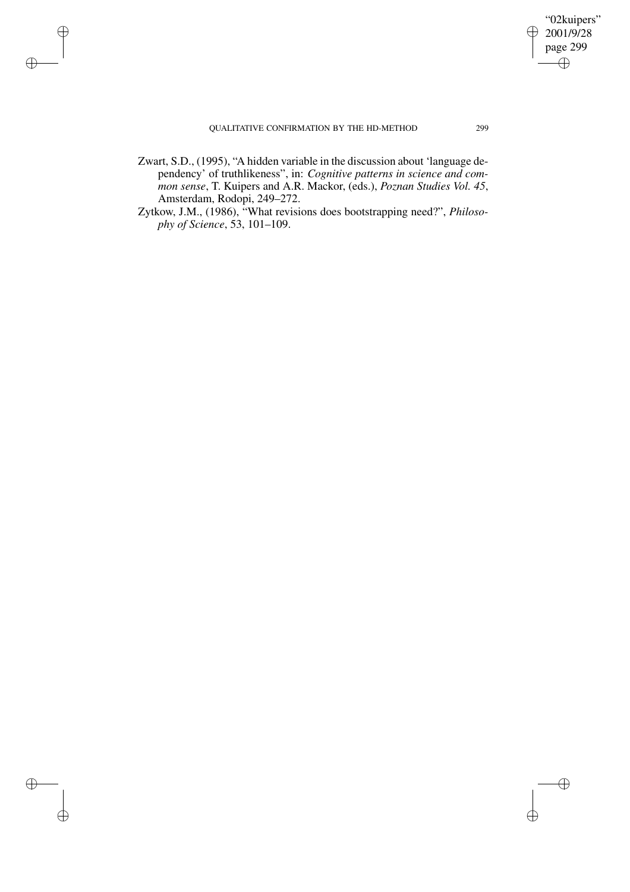Zwart, S.D., (1995), "A hidden variable in the discussion about 'language dependency' of truthlikeness", in: *Cognitive patterns in science and common sense*, T. Kuipers and A.R. Mackor, (eds.), *Poznan Studies Vol. 45*, Amsterdam, Rodopi, 249–272.

Zytkow, J.M., (1986), "What revisions does bootstrapping need?", *Philosophy of Science*, 53, 101–109.